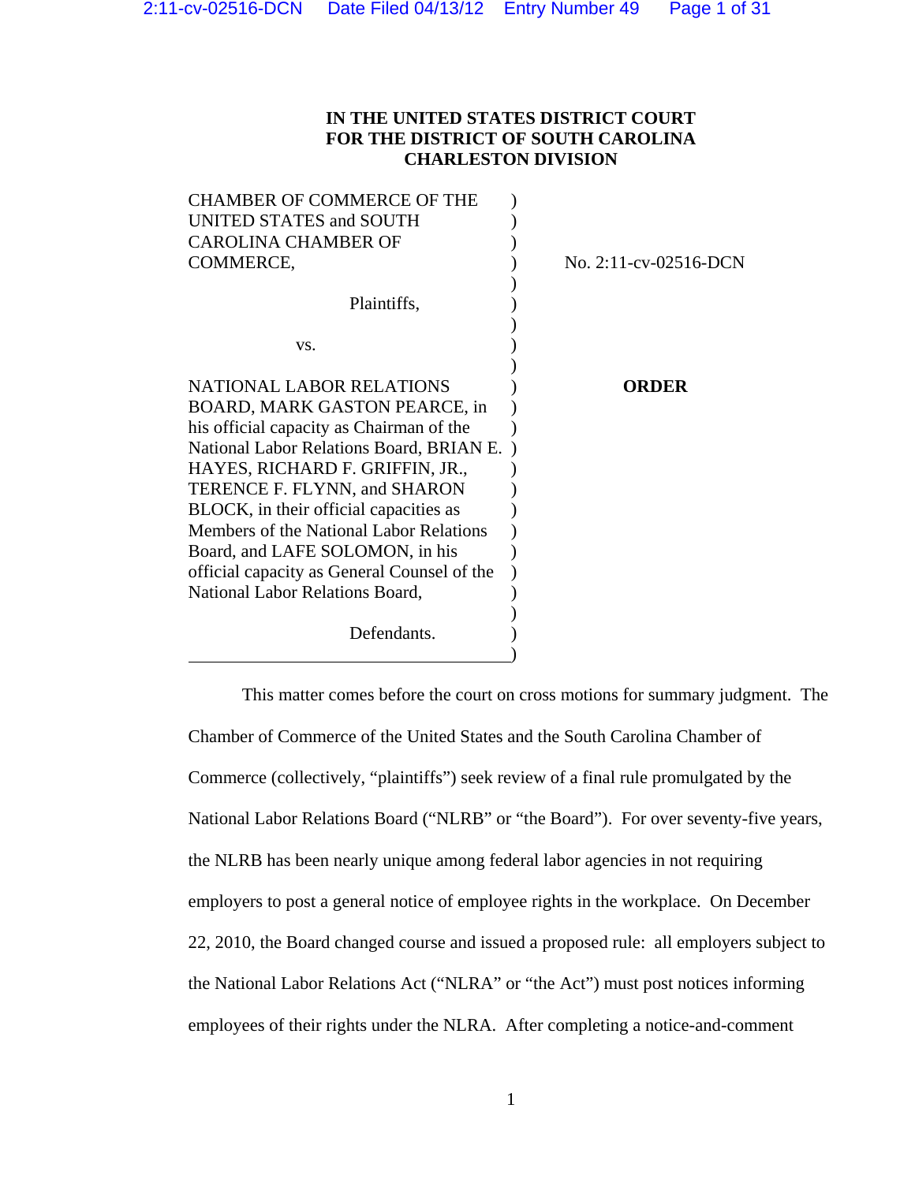**IN THE UNITED STATES DISTRICT COURT**
**FOR THE DISTRICT OF SOUTH CAROLINA**
**CHARLESTON DIVISION**

| | | |
|---|---|---|
| CHAMBER OF COMMERCE OF THE UNITED STATES and SOUTH CAROLINA CHAMBER OF COMMERCE, | ) | No. 2:11-cv-02516-DCN |
| Plaintiffs, | ) | |
| vs. | ) | |
| NATIONAL LABOR RELATIONS BOARD, MARK GASTON PEARCE, in his official capacity as Chairman of the National Labor Relations Board, BRIAN E. HAYES, RICHARD F. GRIFFIN, JR., TERENCE F. FLYNN, and SHARON BLOCK, in their official capacities as Members of the National Labor Relations Board, and LAFE SOLOMON, in his official capacity as General Counsel of the National Labor Relations Board, | ) | **ORDER** |
| Defendants. | ) | |

This matter comes before the court on cross motions for summary judgment. The Chamber of Commerce of the United States and the South Carolina Chamber of Commerce (collectively, "plaintiffs") seek review of a final rule promulgated by the National Labor Relations Board ("NLRB" or "the Board"). For over seventy-five years, the NLRB has been nearly unique among federal labor agencies in not requiring employers to post a general notice of employee rights in the workplace. On December 22, 2010, the Board changed course and issued a proposed rule: all employers subject to the National Labor Relations Act ("NLRA" or "the Act") must post notices informing employees of their rights under the NLRA. After completing a notice-and-comment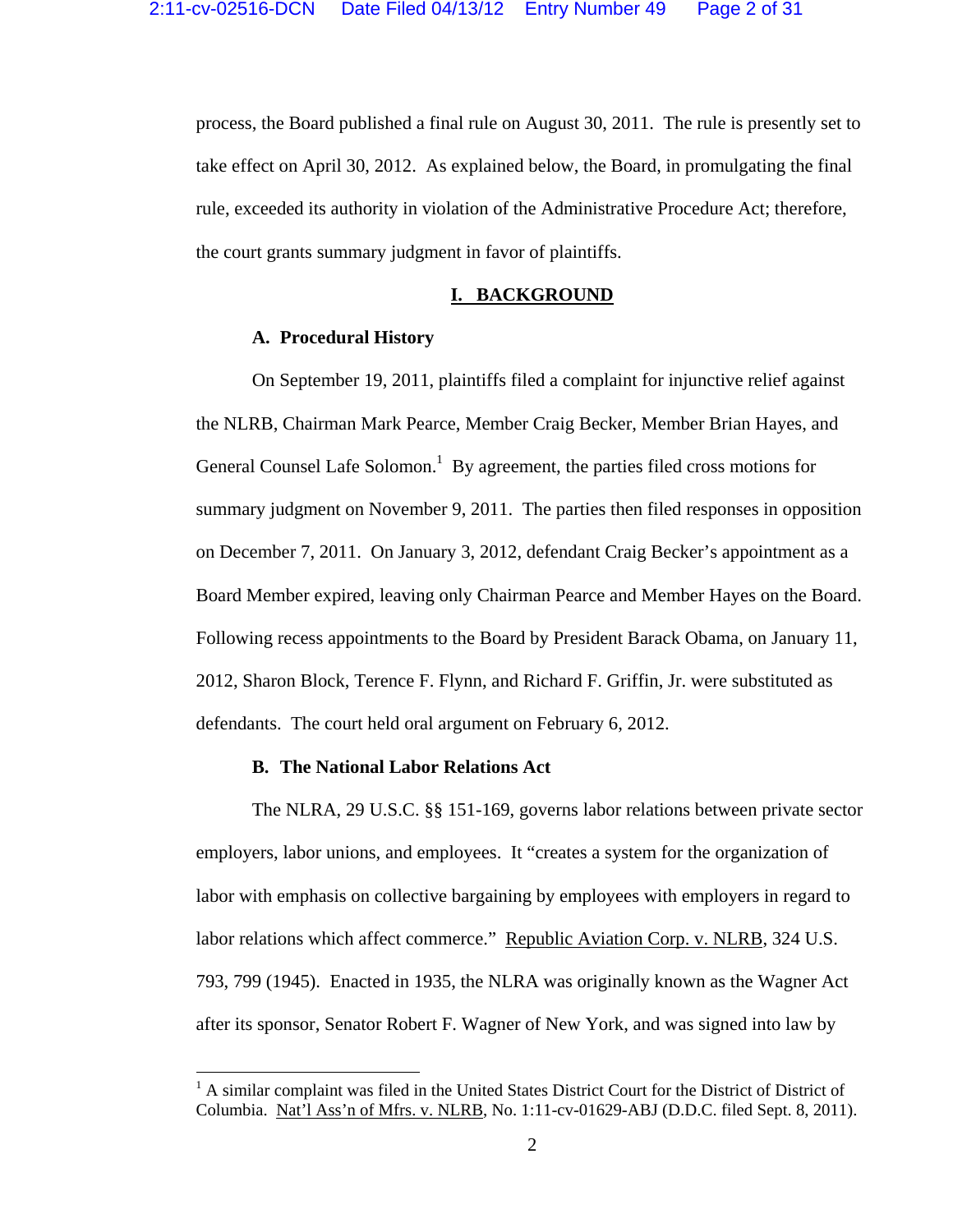process, the Board published a final rule on August 30, 2011. The rule is presently set to take effect on April 30, 2012. As explained below, the Board, in promulgating the final rule, exceeded its authority in violation of the Administrative Procedure Act; therefore, the court grants summary judgment in favor of plaintiffs.

## I. BACKGROUND

### A. Procedural History

On September 19, 2011, plaintiffs filed a complaint for injunctive relief against the NLRB, Chairman Mark Pearce, Member Craig Becker, Member Brian Hayes, and General Counsel Lafe Solomon.[1] By agreement, the parties filed cross motions for summary judgment on November 9, 2011. The parties then filed responses in opposition on December 7, 2011. On January 3, 2012, defendant Craig Becker's appointment as a Board Member expired, leaving only Chairman Pearce and Member Hayes on the Board. Following recess appointments to the Board by President Barack Obama, on January 11, 2012, Sharon Block, Terence F. Flynn, and Richard F. Griffin, Jr. were substituted as defendants. The court held oral argument on February 6, 2012.

### B. The National Labor Relations Act

The NLRA, 29 U.S.C. §§ 151-169, governs labor relations between private sector employers, labor unions, and employees. It "creates a system for the organization of labor with emphasis on collective bargaining by employees with employers in regard to labor relations which affect commerce." Republic Aviation Corp. v. NLRB, 324 U.S. 793, 799 (1945). Enacted in 1935, the NLRA was originally known as the Wagner Act after its sponsor, Senator Robert F. Wagner of New York, and was signed into law by

---

[1] A similar complaint was filed in the United States District Court for the District of District of Columbia. Nat'l Ass'n of Mfrs. v. NLRB, No. 1:11-cv-01629-ABJ (D.D.C. filed Sept. 8, 2011).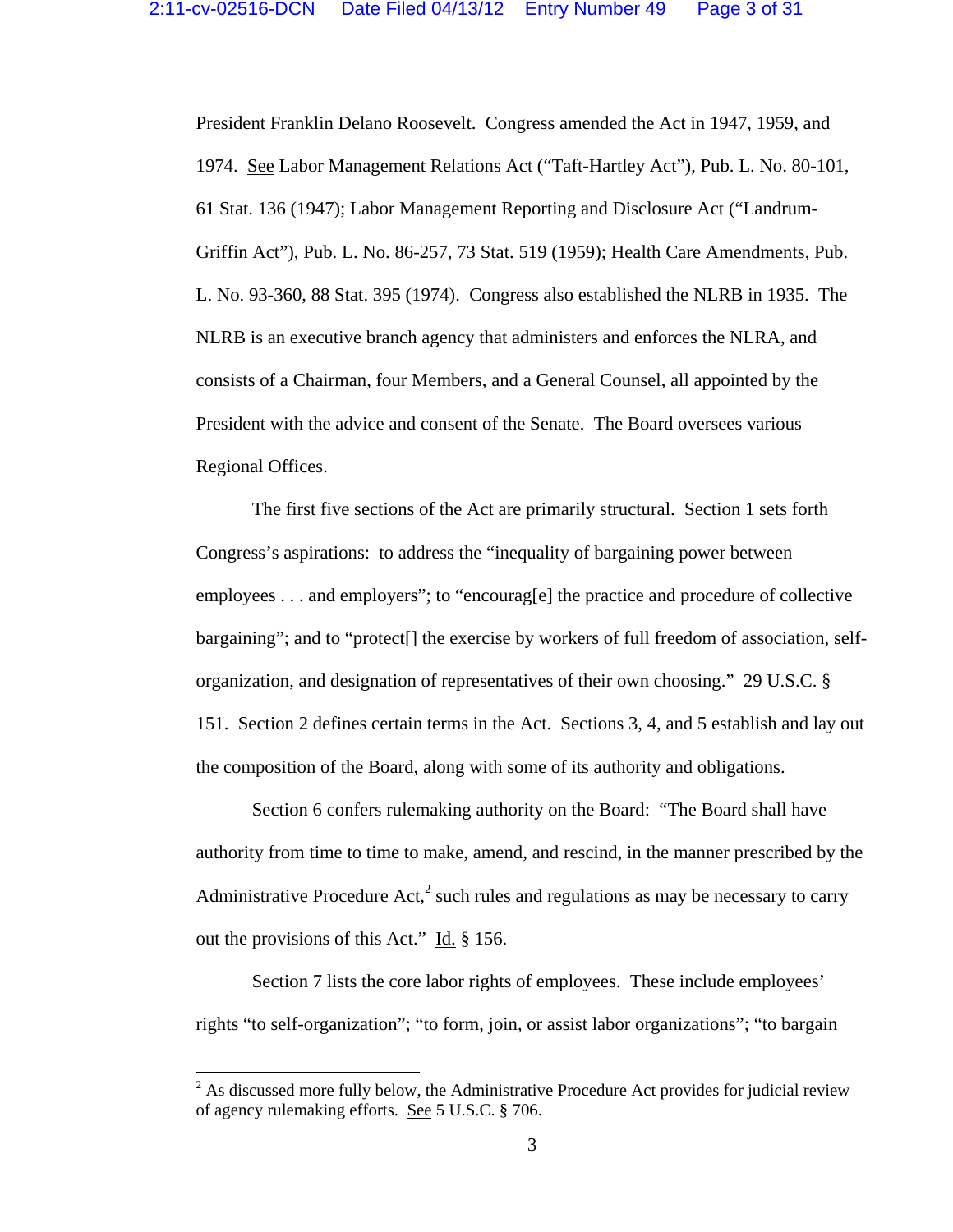President Franklin Delano Roosevelt. Congress amended the Act in 1947, 1959, and 1974. See Labor Management Relations Act ("Taft-Hartley Act"), Pub. L. No. 80-101, 61 Stat. 136 (1947); Labor Management Reporting and Disclosure Act ("Landrum-Griffin Act"), Pub. L. No. 86-257, 73 Stat. 519 (1959); Health Care Amendments, Pub. L. No. 93-360, 88 Stat. 395 (1974). Congress also established the NLRB in 1935. The NLRB is an executive branch agency that administers and enforces the NLRA, and consists of a Chairman, four Members, and a General Counsel, all appointed by the President with the advice and consent of the Senate. The Board oversees various Regional Offices.

The first five sections of the Act are primarily structural. Section 1 sets forth Congress's aspirations: to address the "inequality of bargaining power between employees . . . and employers"; to "encourag[e] the practice and procedure of collective bargaining"; and to "protect[] the exercise by workers of full freedom of association, self-organization, and designation of representatives of their own choosing." 29 U.S.C. § 151. Section 2 defines certain terms in the Act. Sections 3, 4, and 5 establish and lay out the composition of the Board, along with some of its authority and obligations.

Section 6 confers rulemaking authority on the Board: "The Board shall have authority from time to time to make, amend, and rescind, in the manner prescribed by the Administrative Procedure Act,[2] such rules and regulations as may be necessary to carry out the provisions of this Act." Id. § 156.

Section 7 lists the core labor rights of employees. These include employees' rights "to self-organization"; "to form, join, or assist labor organizations"; "to bargain

---

[2] As discussed more fully below, the Administrative Procedure Act provides for judicial review of agency rulemaking efforts. See 5 U.S.C. § 706.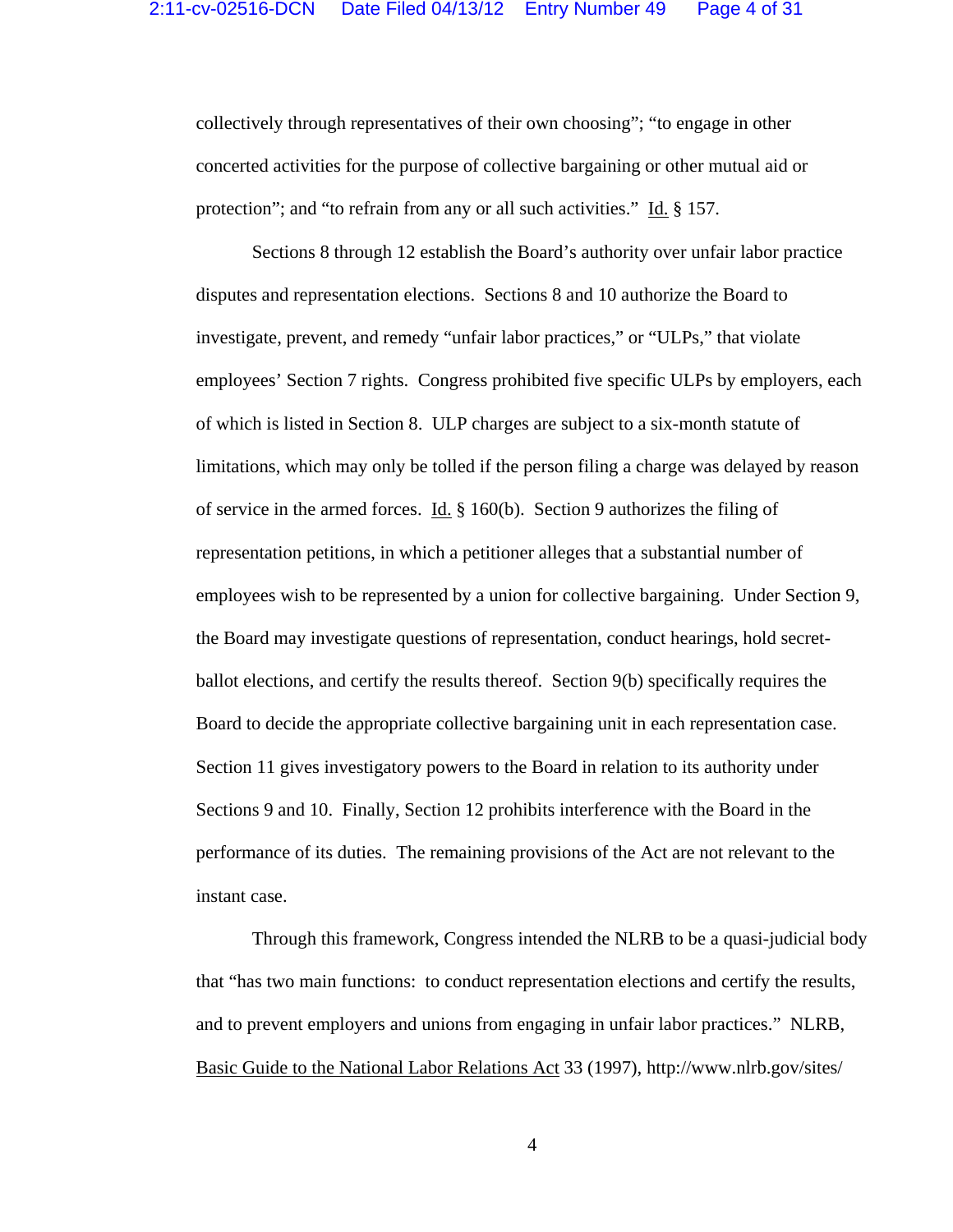collectively through representatives of their own choosing"; "to engage in other concerted activities for the purpose of collective bargaining or other mutual aid or protection"; and "to refrain from any or all such activities." Id. § 157.

Sections 8 through 12 establish the Board's authority over unfair labor practice disputes and representation elections. Sections 8 and 10 authorize the Board to investigate, prevent, and remedy "unfair labor practices," or "ULPs," that violate employees' Section 7 rights. Congress prohibited five specific ULPs by employers, each of which is listed in Section 8. ULP charges are subject to a six-month statute of limitations, which may only be tolled if the person filing a charge was delayed by reason of service in the armed forces. Id. § 160(b). Section 9 authorizes the filing of representation petitions, in which a petitioner alleges that a substantial number of employees wish to be represented by a union for collective bargaining. Under Section 9, the Board may investigate questions of representation, conduct hearings, hold secret-ballot elections, and certify the results thereof. Section 9(b) specifically requires the Board to decide the appropriate collective bargaining unit in each representation case. Section 11 gives investigatory powers to the Board in relation to its authority under Sections 9 and 10. Finally, Section 12 prohibits interference with the Board in the performance of its duties. The remaining provisions of the Act are not relevant to the instant case.

Through this framework, Congress intended the NLRB to be a quasi-judicial body that "has two main functions: to conduct representation elections and certify the results, and to prevent employers and unions from engaging in unfair labor practices." NLRB, Basic Guide to the National Labor Relations Act 33 (1997), http://www.nlrb.gov/sites/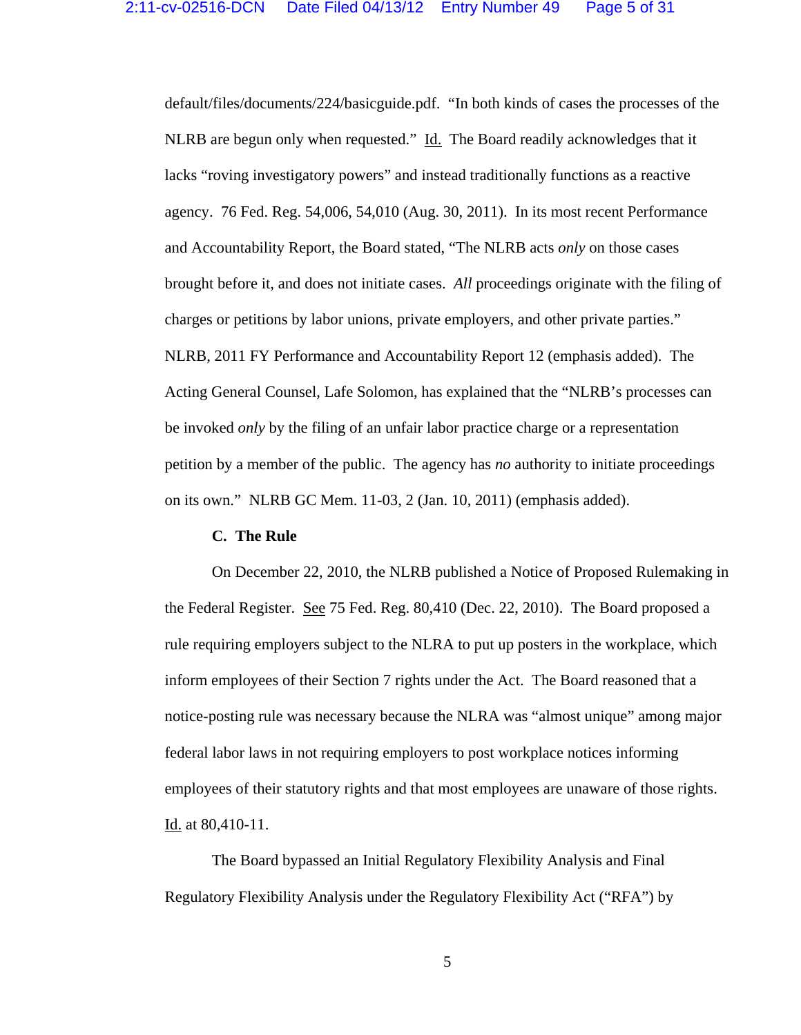default/files/documents/224/basicguide.pdf. "In both kinds of cases the processes of the NLRB are begun only when requested." Id. The Board readily acknowledges that it lacks "roving investigatory powers" and instead traditionally functions as a reactive agency. 76 Fed. Reg. 54,006, 54,010 (Aug. 30, 2011). In its most recent Performance and Accountability Report, the Board stated, "The NLRB acts *only* on those cases brought before it, and does not initiate cases. *All* proceedings originate with the filing of charges or petitions by labor unions, private employers, and other private parties." NLRB, 2011 FY Performance and Accountability Report 12 (emphasis added). The Acting General Counsel, Lafe Solomon, has explained that the "NLRB's processes can be invoked *only* by the filing of an unfair labor practice charge or a representation petition by a member of the public. The agency has *no* authority to initiate proceedings on its own." NLRB GC Mem. 11-03, 2 (Jan. 10, 2011) (emphasis added).

### C. The Rule

On December 22, 2010, the NLRB published a Notice of Proposed Rulemaking in the Federal Register. See 75 Fed. Reg. 80,410 (Dec. 22, 2010). The Board proposed a rule requiring employers subject to the NLRA to put up posters in the workplace, which inform employees of their Section 7 rights under the Act. The Board reasoned that a notice-posting rule was necessary because the NLRA was "almost unique" among major federal labor laws in not requiring employers to post workplace notices informing employees of their statutory rights and that most employees are unaware of those rights. Id. at 80,410-11.

The Board bypassed an Initial Regulatory Flexibility Analysis and Final Regulatory Flexibility Analysis under the Regulatory Flexibility Act ("RFA") by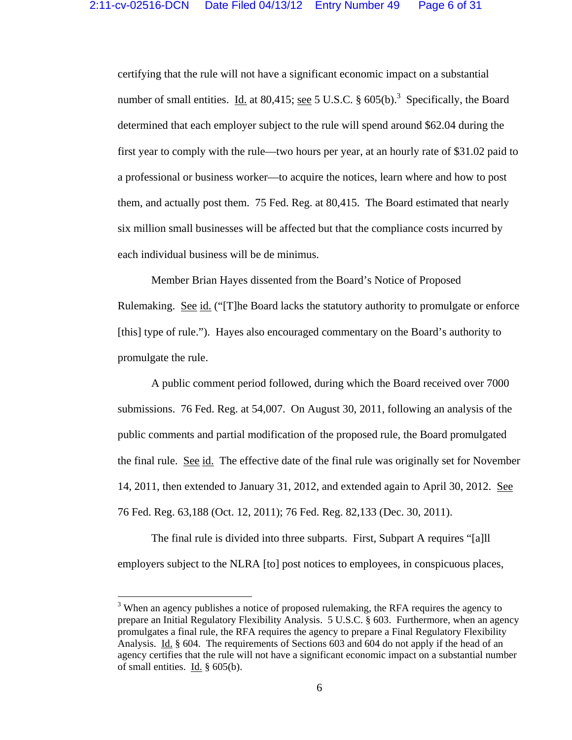certifying that the rule will not have a significant economic impact on a substantial number of small entities. Id. at 80,415; see 5 U.S.C. § 605(b).[3] Specifically, the Board determined that each employer subject to the rule will spend around $62.04 during the first year to comply with the rule—two hours per year, at an hourly rate of $31.02 paid to a professional or business worker—to acquire the notices, learn where and how to post them, and actually post them. 75 Fed. Reg. at 80,415. The Board estimated that nearly six million small businesses will be affected but that the compliance costs incurred by each individual business will be de minimus.

Member Brian Hayes dissented from the Board's Notice of Proposed Rulemaking. See id. ("[T]he Board lacks the statutory authority to promulgate or enforce [this] type of rule."). Hayes also encouraged commentary on the Board's authority to promulgate the rule.

A public comment period followed, during which the Board received over 7000 submissions. 76 Fed. Reg. at 54,007. On August 30, 2011, following an analysis of the public comments and partial modification of the proposed rule, the Board promulgated the final rule. See id. The effective date of the final rule was originally set for November 14, 2011, then extended to January 31, 2012, and extended again to April 30, 2012. See 76 Fed. Reg. 63,188 (Oct. 12, 2011); 76 Fed. Reg. 82,133 (Dec. 30, 2011).

The final rule is divided into three subparts. First, Subpart A requires "[a]ll employers subject to the NLRA [to] post notices to employees, in conspicuous places,

---

[3] When an agency publishes a notice of proposed rulemaking, the RFA requires the agency to prepare an Initial Regulatory Flexibility Analysis. 5 U.S.C. § 603. Furthermore, when an agency promulgates a final rule, the RFA requires the agency to prepare a Final Regulatory Flexibility Analysis. Id. § 604. The requirements of Sections 603 and 604 do not apply if the head of an agency certifies that the rule will not have a significant economic impact on a substantial number of small entities. Id. § 605(b).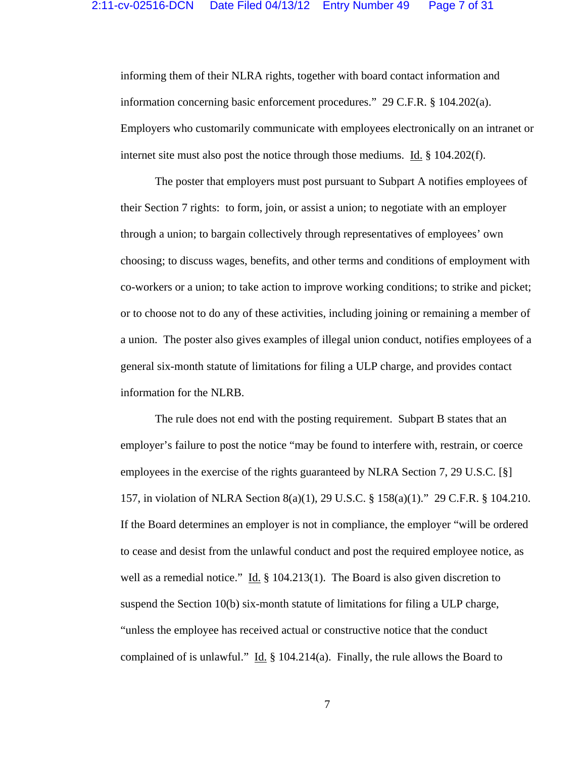informing them of their NLRA rights, together with board contact information and information concerning basic enforcement procedures." 29 C.F.R. § 104.202(a). Employers who customarily communicate with employees electronically on an intranet or internet site must also post the notice through those mediums. Id. § 104.202(f).

The poster that employers must post pursuant to Subpart A notifies employees of their Section 7 rights: to form, join, or assist a union; to negotiate with an employer through a union; to bargain collectively through representatives of employees' own choosing; to discuss wages, benefits, and other terms and conditions of employment with co-workers or a union; to take action to improve working conditions; to strike and picket; or to choose not to do any of these activities, including joining or remaining a member of a union. The poster also gives examples of illegal union conduct, notifies employees of a general six-month statute of limitations for filing a ULP charge, and provides contact information for the NLRB.

The rule does not end with the posting requirement. Subpart B states that an employer's failure to post the notice "may be found to interfere with, restrain, or coerce employees in the exercise of the rights guaranteed by NLRA Section 7, 29 U.S.C. [§] 157, in violation of NLRA Section 8(a)(1), 29 U.S.C. § 158(a)(1)." 29 C.F.R. § 104.210. If the Board determines an employer is not in compliance, the employer "will be ordered to cease and desist from the unlawful conduct and post the required employee notice, as well as a remedial notice." Id. § 104.213(1). The Board is also given discretion to suspend the Section 10(b) six-month statute of limitations for filing a ULP charge, "unless the employee has received actual or constructive notice that the conduct complained of is unlawful." Id. § 104.214(a). Finally, the rule allows the Board to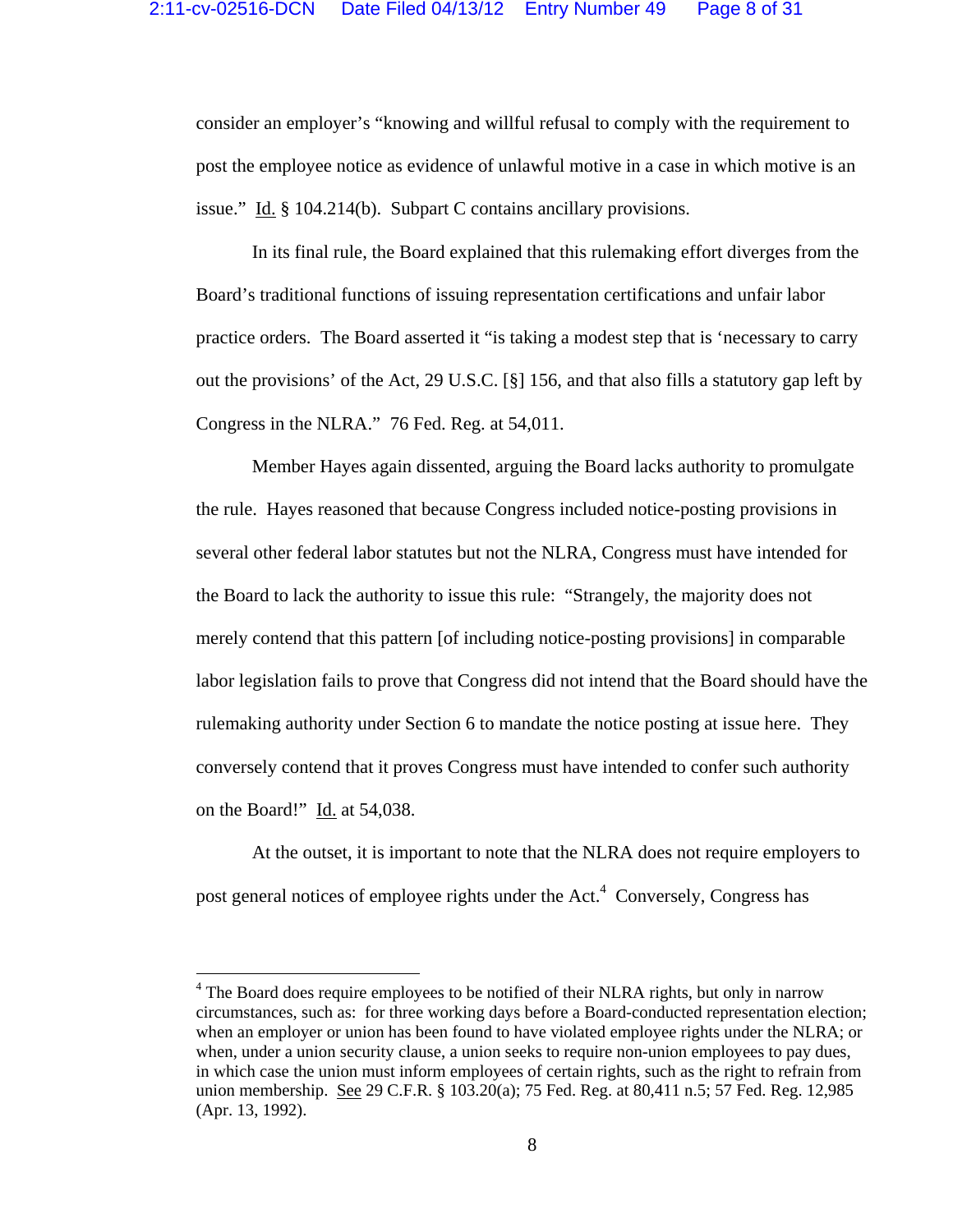consider an employer's "knowing and willful refusal to comply with the requirement to post the employee notice as evidence of unlawful motive in a case in which motive is an issue." Id. § 104.214(b). Subpart C contains ancillary provisions.

In its final rule, the Board explained that this rulemaking effort diverges from the Board's traditional functions of issuing representation certifications and unfair labor practice orders. The Board asserted it "is taking a modest step that is 'necessary to carry out the provisions' of the Act, 29 U.S.C. [§] 156, and that also fills a statutory gap left by Congress in the NLRA." 76 Fed. Reg. at 54,011.

Member Hayes again dissented, arguing the Board lacks authority to promulgate the rule. Hayes reasoned that because Congress included notice-posting provisions in several other federal labor statutes but not the NLRA, Congress must have intended for the Board to lack the authority to issue this rule: "Strangely, the majority does not merely contend that this pattern [of including notice-posting provisions] in comparable labor legislation fails to prove that Congress did not intend that the Board should have the rulemaking authority under Section 6 to mandate the notice posting at issue here. They conversely contend that it proves Congress must have intended to confer such authority on the Board!" Id. at 54,038.

At the outset, it is important to note that the NLRA does not require employers to post general notices of employee rights under the Act.[4] Conversely, Congress has

[4] The Board does require employees to be notified of their NLRA rights, but only in narrow circumstances, such as: for three working days before a Board-conducted representation election; when an employer or union has been found to have violated employee rights under the NLRA; or when, under a union security clause, a union seeks to require non-union employees to pay dues, in which case the union must inform employees of certain rights, such as the right to refrain from union membership. See 29 C.F.R. § 103.20(a); 75 Fed. Reg. at 80,411 n.5; 57 Fed. Reg. 12,985 (Apr. 13, 1992).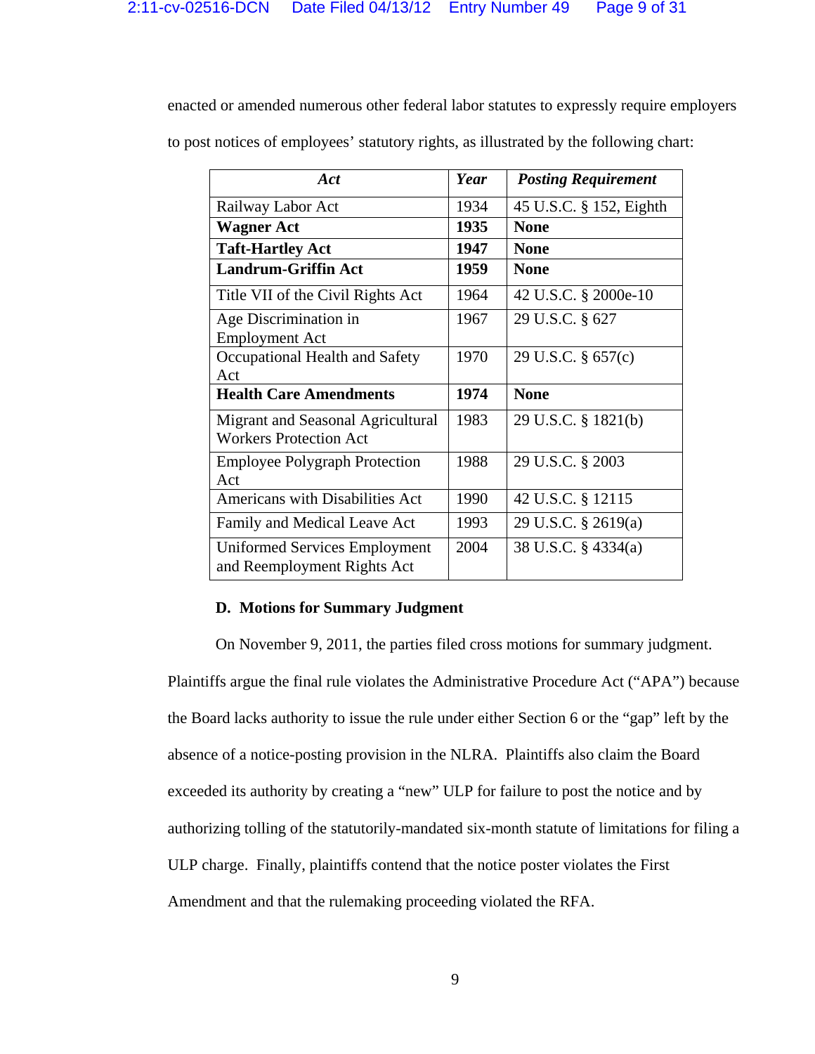enacted or amended numerous other federal labor statutes to expressly require employers to post notices of employees' statutory rights, as illustrated by the following chart:

| *Act* | *Year* | *Posting Requirement* |
|---|---|---|
| Railway Labor Act | 1934 | 45 U.S.C. § 152, Eighth |
| **Wagner Act** | **1935** | **None** |
| **Taft-Hartley Act** | **1947** | **None** |
| **Landrum-Griffin Act** | **1959** | **None** |
| Title VII of the Civil Rights Act | 1964 | 42 U.S.C. § 2000e-10 |
| Age Discrimination in Employment Act | 1967 | 29 U.S.C. § 627 |
| Occupational Health and Safety Act | 1970 | 29 U.S.C. § 657(c) |
| **Health Care Amendments** | **1974** | **None** |
| Migrant and Seasonal Agricultural Workers Protection Act | 1983 | 29 U.S.C. § 1821(b) |
| Employee Polygraph Protection Act | 1988 | 29 U.S.C. § 2003 |
| Americans with Disabilities Act | 1990 | 42 U.S.C. § 12115 |
| Family and Medical Leave Act | 1993 | 29 U.S.C. § 2619(a) |
| Uniformed Services Employment and Reemployment Rights Act | 2004 | 38 U.S.C. § 4334(a) |

### D. Motions for Summary Judgment

On November 9, 2011, the parties filed cross motions for summary judgment. Plaintiffs argue the final rule violates the Administrative Procedure Act ("APA") because the Board lacks authority to issue the rule under either Section 6 or the "gap" left by the absence of a notice-posting provision in the NLRA. Plaintiffs also claim the Board exceeded its authority by creating a "new" ULP for failure to post the notice and by authorizing tolling of the statutorily-mandated six-month statute of limitations for filing a ULP charge. Finally, plaintiffs contend that the notice poster violates the First Amendment and that the rulemaking proceeding violated the RFA.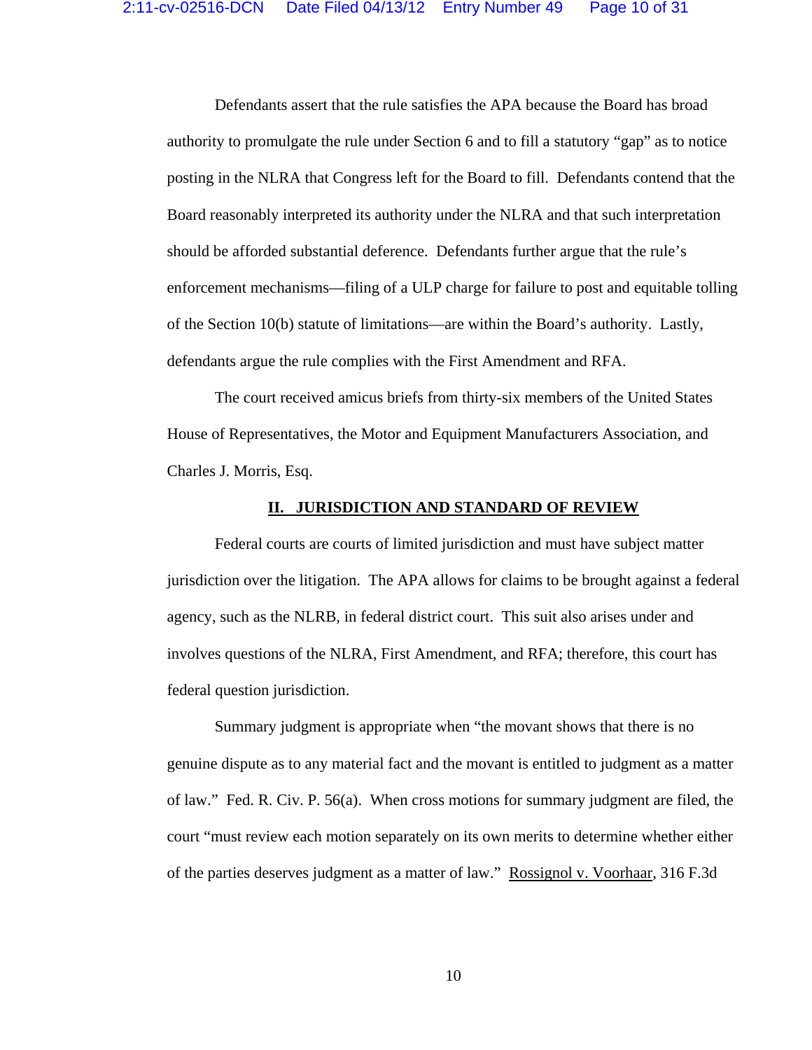Defendants assert that the rule satisfies the APA because the Board has broad authority to promulgate the rule under Section 6 and to fill a statutory "gap" as to notice posting in the NLRA that Congress left for the Board to fill. Defendants contend that the Board reasonably interpreted its authority under the NLRA and that such interpretation should be afforded substantial deference. Defendants further argue that the rule's enforcement mechanisms—filing of a ULP charge for failure to post and equitable tolling of the Section 10(b) statute of limitations—are within the Board's authority. Lastly, defendants argue the rule complies with the First Amendment and RFA.

The court received amicus briefs from thirty-six members of the United States House of Representatives, the Motor and Equipment Manufacturers Association, and Charles J. Morris, Esq.

## II. JURISDICTION AND STANDARD OF REVIEW

Federal courts are courts of limited jurisdiction and must have subject matter jurisdiction over the litigation. The APA allows for claims to be brought against a federal agency, such as the NLRB, in federal district court. This suit also arises under and involves questions of the NLRA, First Amendment, and RFA; therefore, this court has federal question jurisdiction.

Summary judgment is appropriate when "the movant shows that there is no genuine dispute as to any material fact and the movant is entitled to judgment as a matter of law." Fed. R. Civ. P. 56(a). When cross motions for summary judgment are filed, the court "must review each motion separately on its own merits to determine whether either of the parties deserves judgment as a matter of law." Rossignol v. Voorhaar, 316 F.3d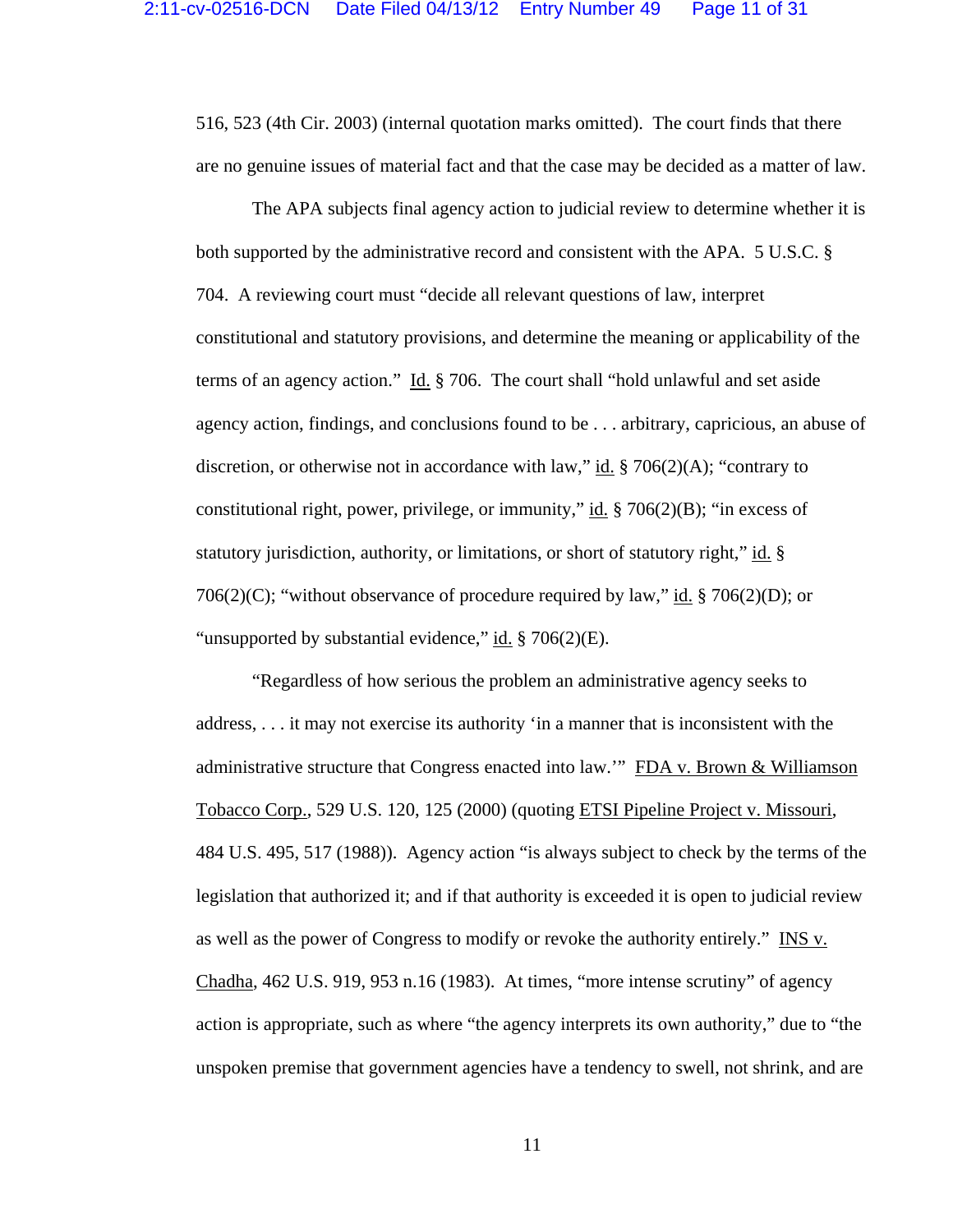516, 523 (4th Cir. 2003) (internal quotation marks omitted). The court finds that there are no genuine issues of material fact and that the case may be decided as a matter of law.

The APA subjects final agency action to judicial review to determine whether it is both supported by the administrative record and consistent with the APA. 5 U.S.C. § 704. A reviewing court must "decide all relevant questions of law, interpret constitutional and statutory provisions, and determine the meaning or applicability of the terms of an agency action." Id. § 706. The court shall "hold unlawful and set aside agency action, findings, and conclusions found to be . . . arbitrary, capricious, an abuse of discretion, or otherwise not in accordance with law," id. § 706(2)(A); "contrary to constitutional right, power, privilege, or immunity," id. § 706(2)(B); "in excess of statutory jurisdiction, authority, or limitations, or short of statutory right," id. § 706(2)(C); "without observance of procedure required by law," id. § 706(2)(D); or "unsupported by substantial evidence," id. § 706(2)(E).

"Regardless of how serious the problem an administrative agency seeks to address, . . . it may not exercise its authority 'in a manner that is inconsistent with the administrative structure that Congress enacted into law.'" FDA v. Brown & Williamson Tobacco Corp., 529 U.S. 120, 125 (2000) (quoting ETSI Pipeline Project v. Missouri, 484 U.S. 495, 517 (1988)). Agency action "is always subject to check by the terms of the legislation that authorized it; and if that authority is exceeded it is open to judicial review as well as the power of Congress to modify or revoke the authority entirely." INS v. Chadha, 462 U.S. 919, 953 n.16 (1983). At times, "more intense scrutiny" of agency action is appropriate, such as where "the agency interprets its own authority," due to "the unspoken premise that government agencies have a tendency to swell, not shrink, and are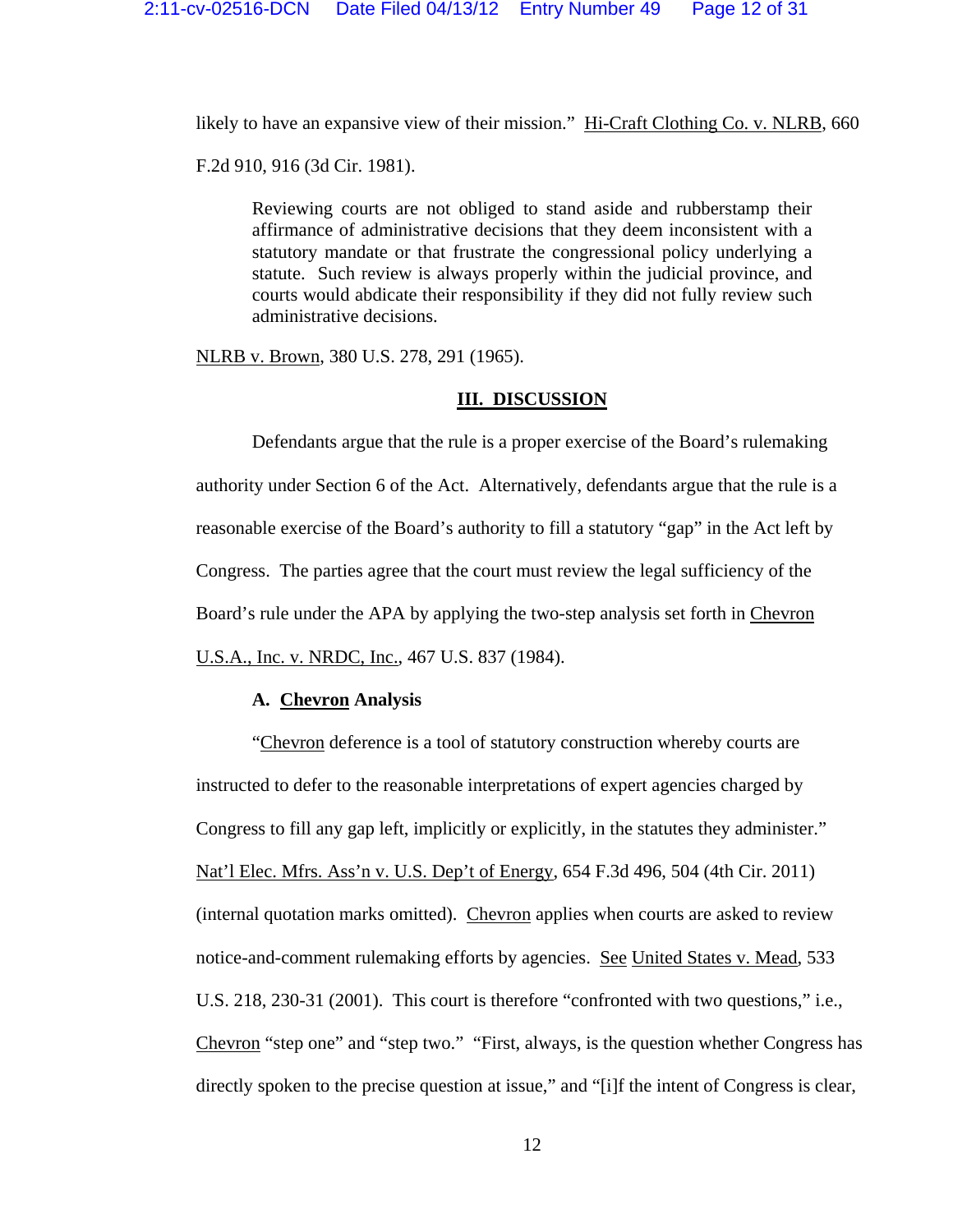likely to have an expansive view of their mission." Hi-Craft Clothing Co. v. NLRB, 660 F.2d 910, 916 (3d Cir. 1981).

> Reviewing courts are not obliged to stand aside and rubberstamp their affirmance of administrative decisions that they deem inconsistent with a statutory mandate or that frustrate the congressional policy underlying a statute. Such review is always properly within the judicial province, and courts would abdicate their responsibility if they did not fully review such administrative decisions.

NLRB v. Brown, 380 U.S. 278, 291 (1965).

## III. DISCUSSION

Defendants argue that the rule is a proper exercise of the Board's rulemaking authority under Section 6 of the Act. Alternatively, defendants argue that the rule is a reasonable exercise of the Board's authority to fill a statutory "gap" in the Act left by Congress. The parties agree that the court must review the legal sufficiency of the Board's rule under the APA by applying the two-step analysis set forth in Chevron U.S.A., Inc. v. NRDC, Inc., 467 U.S. 837 (1984).

### A. Chevron Analysis

"Chevron deference is a tool of statutory construction whereby courts are instructed to defer to the reasonable interpretations of expert agencies charged by Congress to fill any gap left, implicitly or explicitly, in the statutes they administer." Nat'l Elec. Mfrs. Ass'n v. U.S. Dep't of Energy, 654 F.3d 496, 504 (4th Cir. 2011) (internal quotation marks omitted). Chevron applies when courts are asked to review notice-and-comment rulemaking efforts by agencies. See United States v. Mead, 533 U.S. 218, 230-31 (2001). This court is therefore "confronted with two questions," i.e., Chevron "step one" and "step two." "First, always, is the question whether Congress has directly spoken to the precise question at issue," and "[i]f the intent of Congress is clear,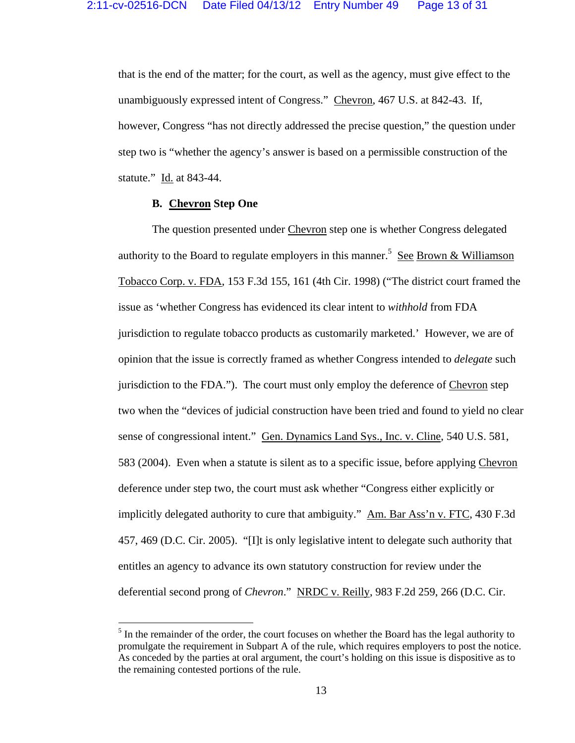that is the end of the matter; for the court, as well as the agency, must give effect to the unambiguously expressed intent of Congress." Chevron, 467 U.S. at 842-43. If, however, Congress "has not directly addressed the precise question," the question under step two is "whether the agency's answer is based on a permissible construction of the statute." Id. at 843-44.

### B. Chevron Step One

The question presented under Chevron step one is whether Congress delegated authority to the Board to regulate employers in this manner.[5] See Brown & Williamson Tobacco Corp. v. FDA, 153 F.3d 155, 161 (4th Cir. 1998) ("The district court framed the issue as 'whether Congress has evidenced its clear intent to *withhold* from FDA jurisdiction to regulate tobacco products as customarily marketed.' However, we are of opinion that the issue is correctly framed as whether Congress intended to *delegate* such jurisdiction to the FDA."). The court must only employ the deference of Chevron step two when the "devices of judicial construction have been tried and found to yield no clear sense of congressional intent." Gen. Dynamics Land Sys., Inc. v. Cline, 540 U.S. 581, 583 (2004). Even when a statute is silent as to a specific issue, before applying Chevron deference under step two, the court must ask whether "Congress either explicitly or implicitly delegated authority to cure that ambiguity." Am. Bar Ass'n v. FTC, 430 F.3d 457, 469 (D.C. Cir. 2005). "[I]t is only legislative intent to delegate such authority that entitles an agency to advance its own statutory construction for review under the deferential second prong of *Chevron*." NRDC v. Reilly, 983 F.2d 259, 266 (D.C. Cir.

---

[5] In the remainder of the order, the court focuses on whether the Board has the legal authority to promulgate the requirement in Subpart A of the rule, which requires employers to post the notice. As conceded by the parties at oral argument, the court's holding on this issue is dispositive as to the remaining contested portions of the rule.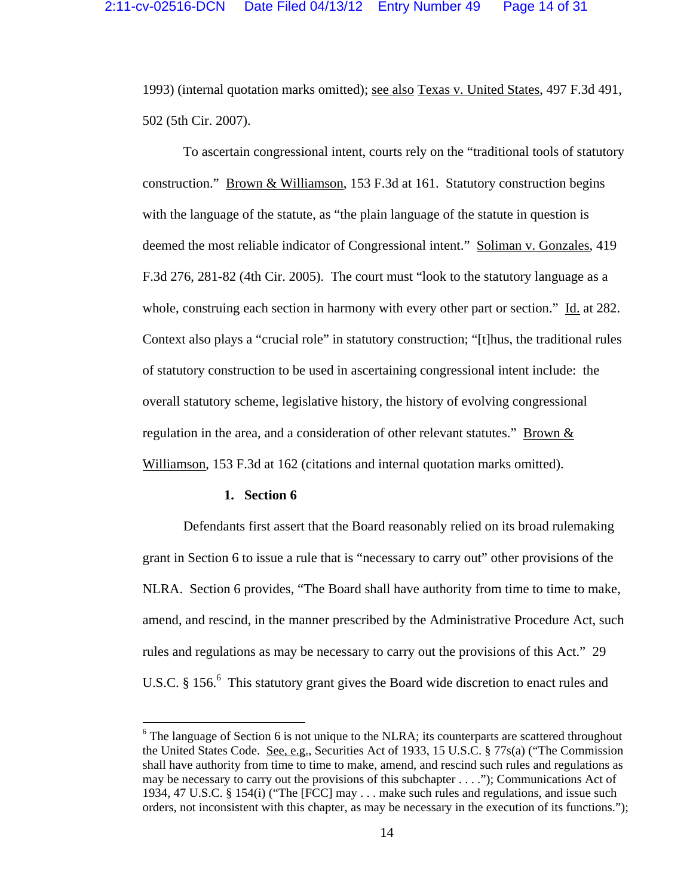1993) (internal quotation marks omitted); see also Texas v. United States, 497 F.3d 491, 502 (5th Cir. 2007).

To ascertain congressional intent, courts rely on the "traditional tools of statutory construction." Brown & Williamson, 153 F.3d at 161. Statutory construction begins with the language of the statute, as "the plain language of the statute in question is deemed the most reliable indicator of Congressional intent." Soliman v. Gonzales, 419 F.3d 276, 281-82 (4th Cir. 2005). The court must "look to the statutory language as a whole, construing each section in harmony with every other part or section." Id. at 282. Context also plays a "crucial role" in statutory construction; "[t]hus, the traditional rules of statutory construction to be used in ascertaining congressional intent include: the overall statutory scheme, legislative history, the history of evolving congressional regulation in the area, and a consideration of other relevant statutes." Brown & Williamson, 153 F.3d at 162 (citations and internal quotation marks omitted).

**1. Section 6**

Defendants first assert that the Board reasonably relied on its broad rulemaking grant in Section 6 to issue a rule that is "necessary to carry out" other provisions of the NLRA. Section 6 provides, "The Board shall have authority from time to time to make, amend, and rescind, in the manner prescribed by the Administrative Procedure Act, such rules and regulations as may be necessary to carry out the provisions of this Act." 29 U.S.C. § 156.[6] This statutory grant gives the Board wide discretion to enact rules and

[6] The language of Section 6 is not unique to the NLRA; its counterparts are scattered throughout the United States Code. See, e.g., Securities Act of 1933, 15 U.S.C. § 77s(a) ("The Commission shall have authority from time to time to make, amend, and rescind such rules and regulations as may be necessary to carry out the provisions of this subchapter . . . ."); Communications Act of 1934, 47 U.S.C. § 154(i) ("The [FCC] may . . . make such rules and regulations, and issue such orders, not inconsistent with this chapter, as may be necessary in the execution of its functions.");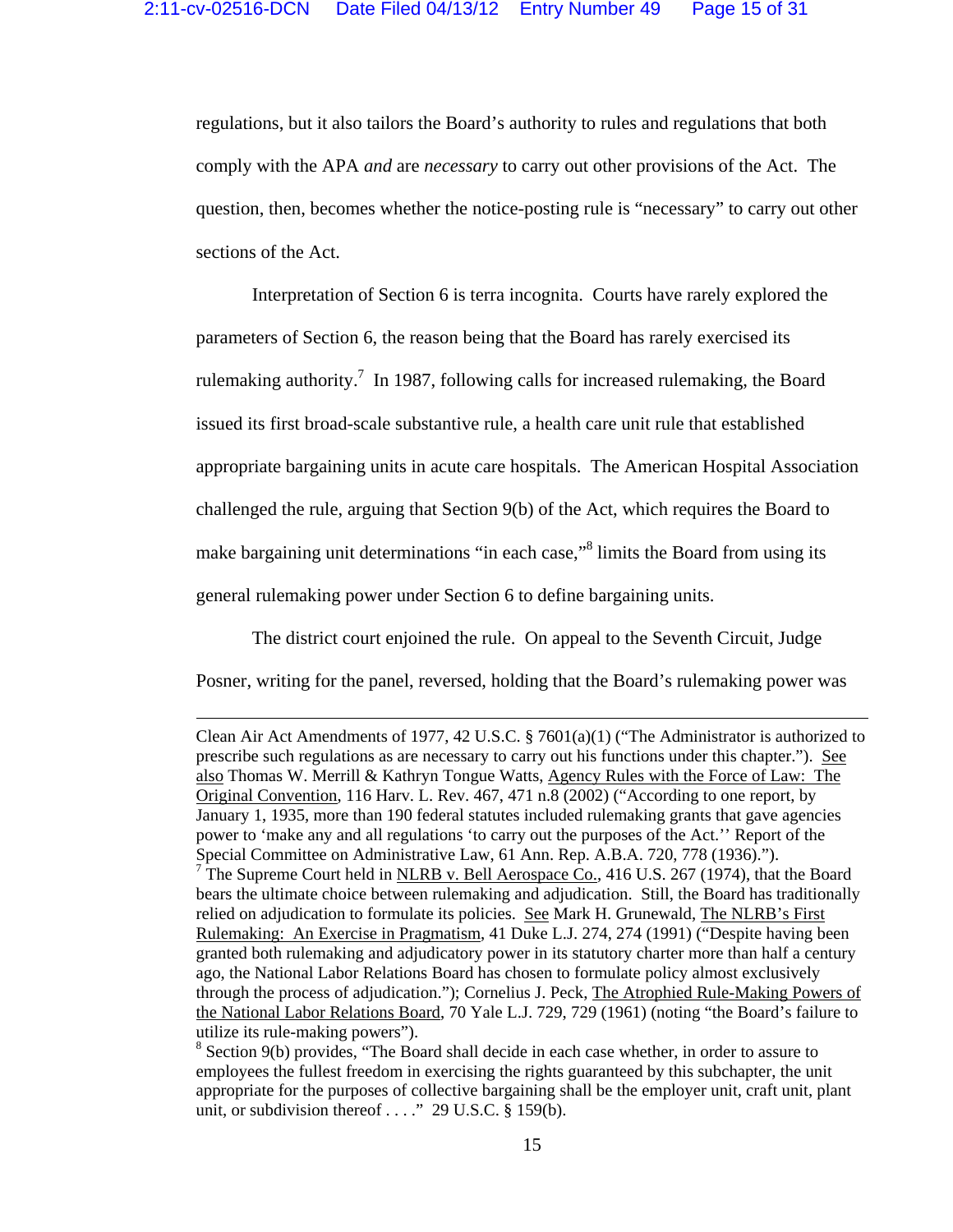regulations, but it also tailors the Board's authority to rules and regulations that both comply with the APA *and* are *necessary* to carry out other provisions of the Act. The question, then, becomes whether the notice-posting rule is "necessary" to carry out other sections of the Act.

Interpretation of Section 6 is terra incognita. Courts have rarely explored the parameters of Section 6, the reason being that the Board has rarely exercised its rulemaking authority.[7] In 1987, following calls for increased rulemaking, the Board issued its first broad-scale substantive rule, a health care unit rule that established appropriate bargaining units in acute care hospitals. The American Hospital Association challenged the rule, arguing that Section 9(b) of the Act, which requires the Board to make bargaining unit determinations "in each case,"[8] limits the Board from using its general rulemaking power under Section 6 to define bargaining units.

The district court enjoined the rule. On appeal to the Seventh Circuit, Judge Posner, writing for the panel, reversed, holding that the Board's rulemaking power was

---

Clean Air Act Amendments of 1977, 42 U.S.C. § 7601(a)(1) ("The Administrator is authorized to prescribe such regulations as are necessary to carry out his functions under this chapter."). See also Thomas W. Merrill & Kathryn Tongue Watts, Agency Rules with the Force of Law: The Original Convention, 116 Harv. L. Rev. 467, 471 n.8 (2002) ("According to one report, by January 1, 1935, more than 190 federal statutes included rulemaking grants that gave agencies power to 'make any and all regulations 'to carry out the purposes of the Act.'' Report of the Special Committee on Administrative Law, 61 Ann. Rep. A.B.A. 720, 778 (1936).").

[7] The Supreme Court held in NLRB v. Bell Aerospace Co., 416 U.S. 267 (1974), that the Board bears the ultimate choice between rulemaking and adjudication. Still, the Board has traditionally relied on adjudication to formulate its policies. See Mark H. Grunewald, The NLRB's First Rulemaking: An Exercise in Pragmatism, 41 Duke L.J. 274, 274 (1991) ("Despite having been granted both rulemaking and adjudicatory power in its statutory charter more than half a century ago, the National Labor Relations Board has chosen to formulate policy almost exclusively through the process of adjudication."); Cornelius J. Peck, The Atrophied Rule-Making Powers of the National Labor Relations Board, 70 Yale L.J. 729, 729 (1961) (noting "the Board's failure to utilize its rule-making powers").

[8] Section 9(b) provides, "The Board shall decide in each case whether, in order to assure to employees the fullest freedom in exercising the rights guaranteed by this subchapter, the unit appropriate for the purposes of collective bargaining shall be the employer unit, craft unit, plant unit, or subdivision thereof . . . ." 29 U.S.C. § 159(b).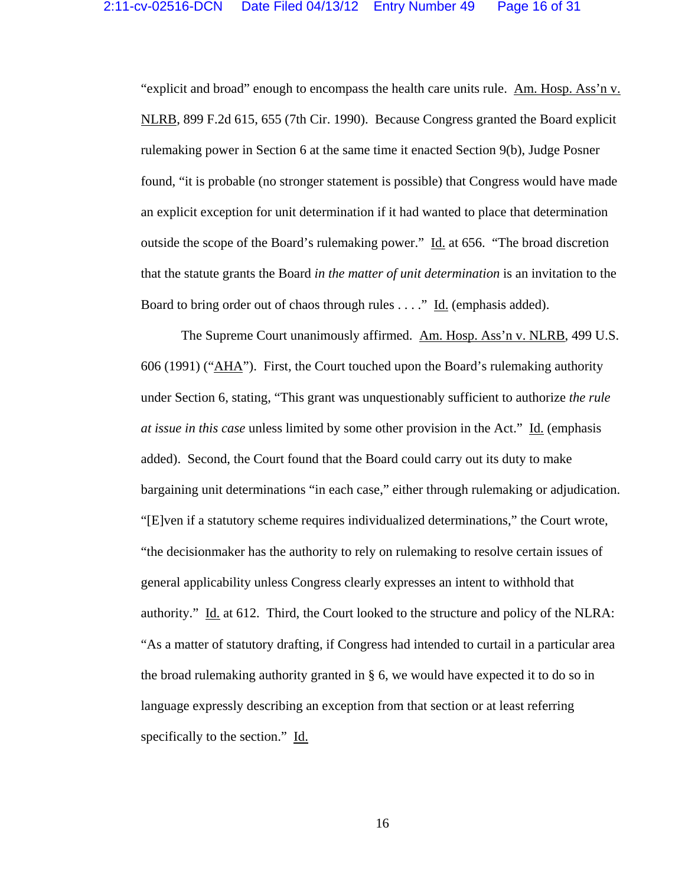"explicit and broad" enough to encompass the health care units rule. Am. Hosp. Ass'n v. NLRB, 899 F.2d 615, 655 (7th Cir. 1990). Because Congress granted the Board explicit rulemaking power in Section 6 at the same time it enacted Section 9(b), Judge Posner found, "it is probable (no stronger statement is possible) that Congress would have made an explicit exception for unit determination if it had wanted to place that determination outside the scope of the Board's rulemaking power." Id. at 656. "The broad discretion that the statute grants the Board *in the matter of unit determination* is an invitation to the Board to bring order out of chaos through rules . . . ." Id. (emphasis added).

The Supreme Court unanimously affirmed. Am. Hosp. Ass'n v. NLRB, 499 U.S. 606 (1991) ("AHA"). First, the Court touched upon the Board's rulemaking authority under Section 6, stating, "This grant was unquestionably sufficient to authorize *the rule at issue in this case* unless limited by some other provision in the Act." Id. (emphasis added). Second, the Court found that the Board could carry out its duty to make bargaining unit determinations "in each case," either through rulemaking or adjudication. "[E]ven if a statutory scheme requires individualized determinations," the Court wrote, "the decisionmaker has the authority to rely on rulemaking to resolve certain issues of general applicability unless Congress clearly expresses an intent to withhold that authority." Id. at 612. Third, the Court looked to the structure and policy of the NLRA: "As a matter of statutory drafting, if Congress had intended to curtail in a particular area the broad rulemaking authority granted in § 6, we would have expected it to do so in language expressly describing an exception from that section or at least referring specifically to the section." Id.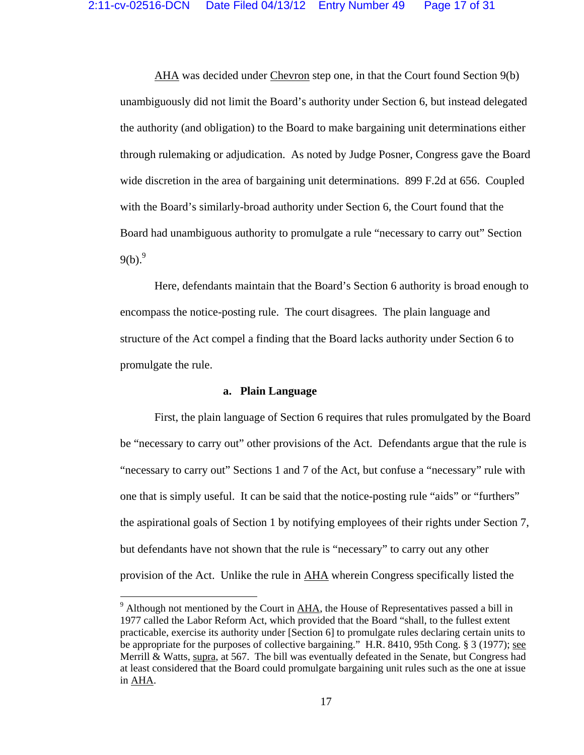AHA was decided under Chevron step one, in that the Court found Section 9(b) unambiguously did not limit the Board's authority under Section 6, but instead delegated the authority (and obligation) to the Board to make bargaining unit determinations either through rulemaking or adjudication. As noted by Judge Posner, Congress gave the Board wide discretion in the area of bargaining unit determinations. 899 F.2d at 656. Coupled with the Board's similarly-broad authority under Section 6, the Court found that the Board had unambiguous authority to promulgate a rule "necessary to carry out" Section 9(b).[9]

Here, defendants maintain that the Board's Section 6 authority is broad enough to encompass the notice-posting rule. The court disagrees. The plain language and structure of the Act compel a finding that the Board lacks authority under Section 6 to promulgate the rule.

#### a. Plain Language

First, the plain language of Section 6 requires that rules promulgated by the Board be "necessary to carry out" other provisions of the Act. Defendants argue that the rule is "necessary to carry out" Sections 1 and 7 of the Act, but confuse a "necessary" rule with one that is simply useful. It can be said that the notice-posting rule "aids" or "furthers" the aspirational goals of Section 1 by notifying employees of their rights under Section 7, but defendants have not shown that the rule is "necessary" to carry out any other provision of the Act. Unlike the rule in AHA wherein Congress specifically listed the

---

[9] Although not mentioned by the Court in AHA, the House of Representatives passed a bill in 1977 called the Labor Reform Act, which provided that the Board "shall, to the fullest extent practicable, exercise its authority under [Section 6] to promulgate rules declaring certain units to be appropriate for the purposes of collective bargaining." H.R. 8410, 95th Cong. § 3 (1977); see Merrill & Watts, supra, at 567. The bill was eventually defeated in the Senate, but Congress had at least considered that the Board could promulgate bargaining unit rules such as the one at issue in AHA.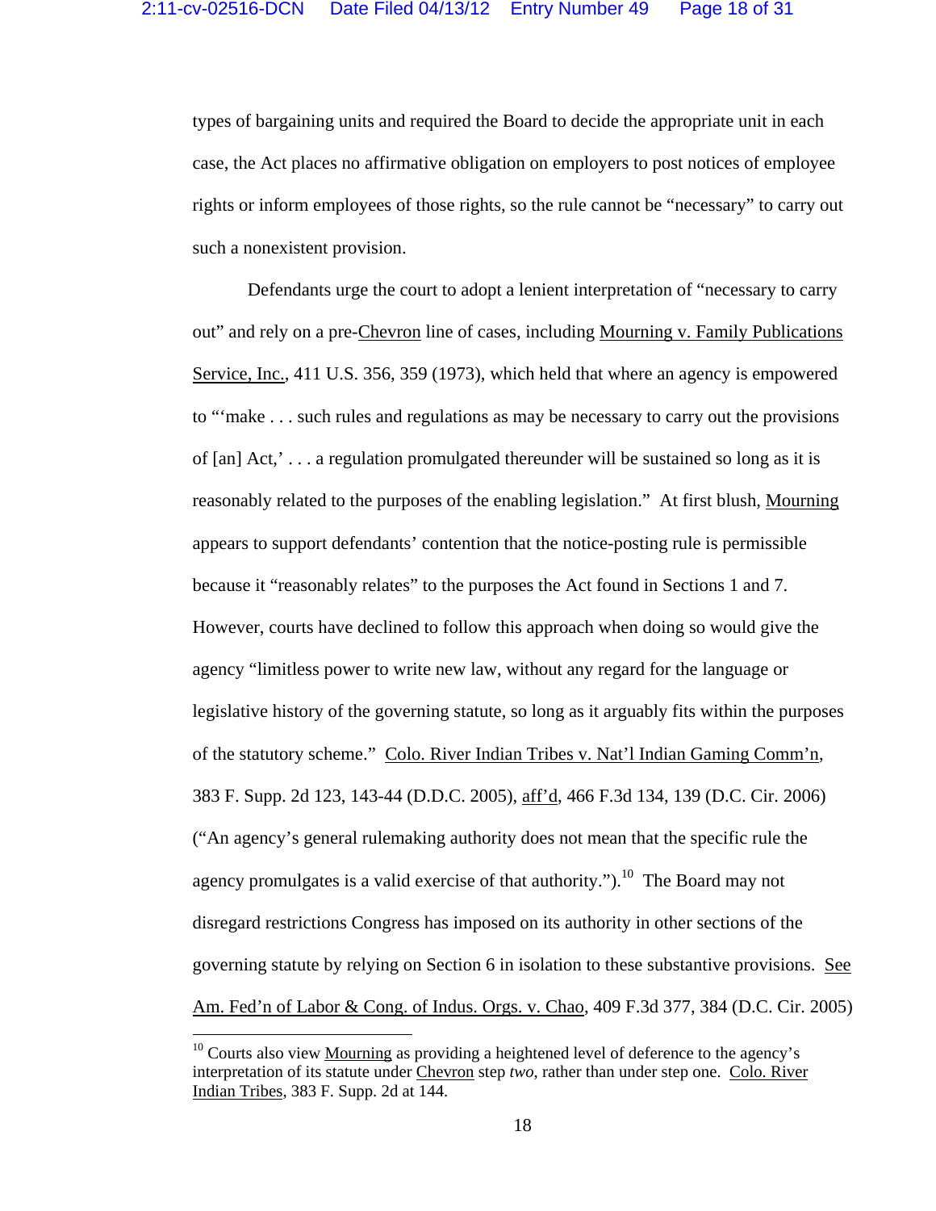types of bargaining units and required the Board to decide the appropriate unit in each case, the Act places no affirmative obligation on employers to post notices of employee rights or inform employees of those rights, so the rule cannot be "necessary" to carry out such a nonexistent provision.

Defendants urge the court to adopt a lenient interpretation of "necessary to carry out" and rely on a pre-Chevron line of cases, including Mourning v. Family Publications Service, Inc., 411 U.S. 356, 359 (1973), which held that where an agency is empowered to "'make . . . such rules and regulations as may be necessary to carry out the provisions of [an] Act,' . . . a regulation promulgated thereunder will be sustained so long as it is reasonably related to the purposes of the enabling legislation." At first blush, Mourning appears to support defendants' contention that the notice-posting rule is permissible because it "reasonably relates" to the purposes the Act found in Sections 1 and 7. However, courts have declined to follow this approach when doing so would give the agency "limitless power to write new law, without any regard for the language or legislative history of the governing statute, so long as it arguably fits within the purposes of the statutory scheme." Colo. River Indian Tribes v. Nat'l Indian Gaming Comm'n, 383 F. Supp. 2d 123, 143-44 (D.D.C. 2005), aff'd, 466 F.3d 134, 139 (D.C. Cir. 2006) ("An agency's general rulemaking authority does not mean that the specific rule the agency promulgates is a valid exercise of that authority.").[10] The Board may not disregard restrictions Congress has imposed on its authority in other sections of the governing statute by relying on Section 6 in isolation to these substantive provisions. See Am. Fed'n of Labor & Cong. of Indus. Orgs. v. Chao, 409 F.3d 377, 384 (D.C. Cir. 2005)

[10] Courts also view Mourning as providing a heightened level of deference to the agency's interpretation of its statute under Chevron step *two*, rather than under step one. Colo. River Indian Tribes, 383 F. Supp. 2d at 144.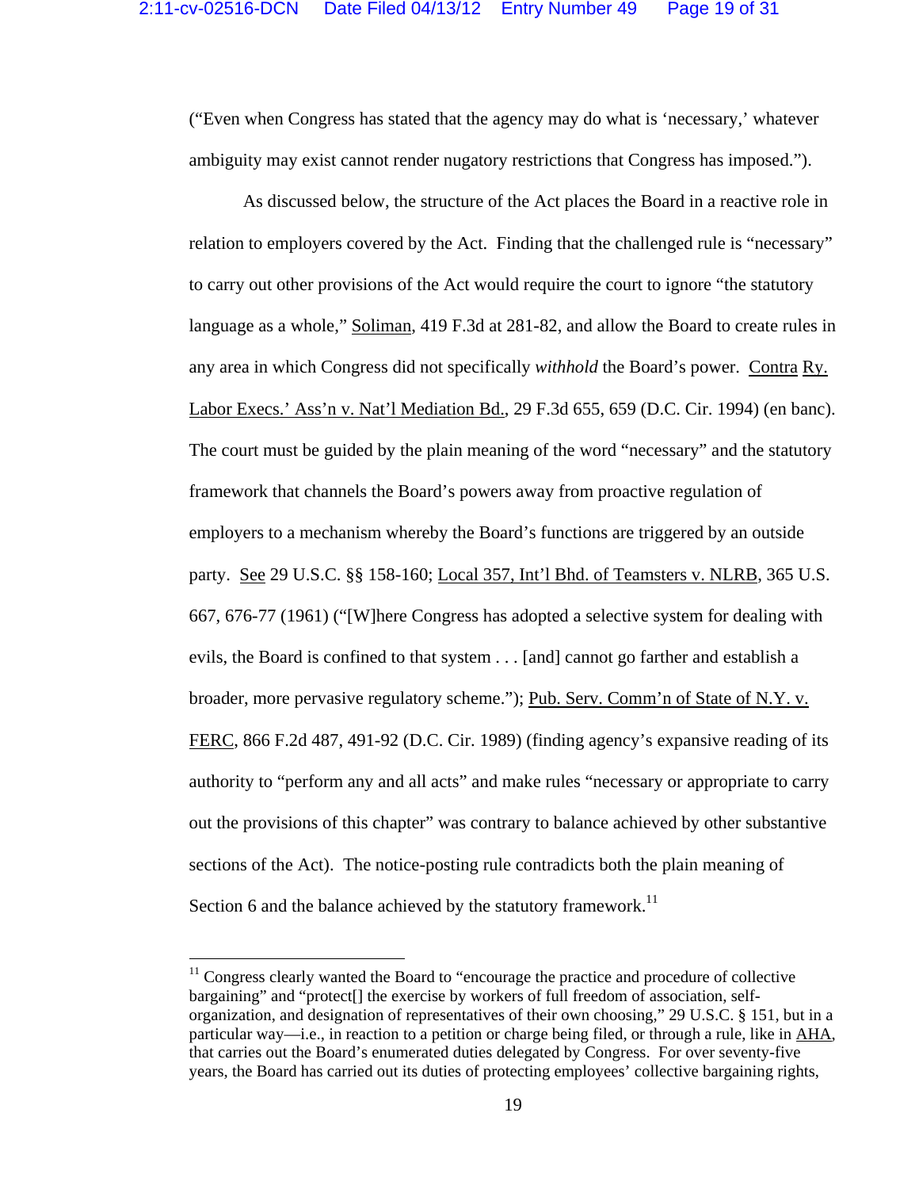("Even when Congress has stated that the agency may do what is 'necessary,' whatever ambiguity may exist cannot render nugatory restrictions that Congress has imposed.").

As discussed below, the structure of the Act places the Board in a reactive role in relation to employers covered by the Act. Finding that the challenged rule is "necessary" to carry out other provisions of the Act would require the court to ignore "the statutory language as a whole," Soliman, 419 F.3d at 281-82, and allow the Board to create rules in any area in which Congress did not specifically *withhold* the Board's power. Contra Ry. Labor Execs.' Ass'n v. Nat'l Mediation Bd., 29 F.3d 655, 659 (D.C. Cir. 1994) (en banc). The court must be guided by the plain meaning of the word "necessary" and the statutory framework that channels the Board's powers away from proactive regulation of employers to a mechanism whereby the Board's functions are triggered by an outside party. See 29 U.S.C. §§ 158-160; Local 357, Int'l Bhd. of Teamsters v. NLRB, 365 U.S. 667, 676-77 (1961) ("[W]here Congress has adopted a selective system for dealing with evils, the Board is confined to that system . . . [and] cannot go farther and establish a broader, more pervasive regulatory scheme."); Pub. Serv. Comm'n of State of N.Y. v. FERC, 866 F.2d 487, 491-92 (D.C. Cir. 1989) (finding agency's expansive reading of its authority to "perform any and all acts" and make rules "necessary or appropriate to carry out the provisions of this chapter" was contrary to balance achieved by other substantive sections of the Act). The notice-posting rule contradicts both the plain meaning of Section 6 and the balance achieved by the statutory framework.[11]

---

[11] Congress clearly wanted the Board to "encourage the practice and procedure of collective bargaining" and "protect[] the exercise by workers of full freedom of association, self-organization, and designation of representatives of their own choosing," 29 U.S.C. § 151, but in a particular way—i.e., in reaction to a petition or charge being filed, or through a rule, like in AHA, that carries out the Board's enumerated duties delegated by Congress. For over seventy-five years, the Board has carried out its duties of protecting employees' collective bargaining rights,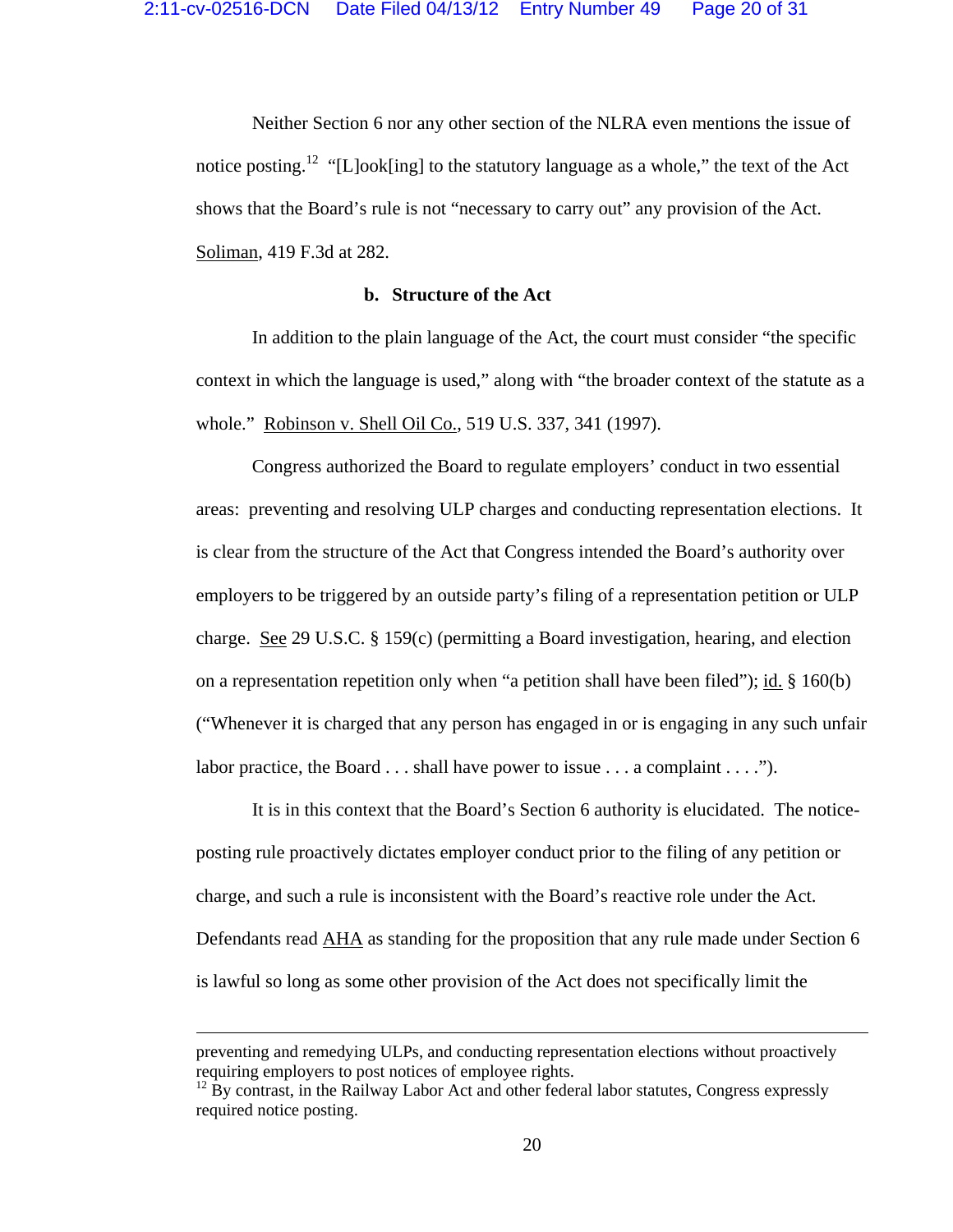Neither Section 6 nor any other section of the NLRA even mentions the issue of notice posting.[12] "[L]ook[ing] to the statutory language as a whole," the text of the Act shows that the Board's rule is not "necessary to carry out" any provision of the Act. Soliman, 419 F.3d at 282.

**b. Structure of the Act**

In addition to the plain language of the Act, the court must consider "the specific context in which the language is used," along with "the broader context of the statute as a whole." Robinson v. Shell Oil Co., 519 U.S. 337, 341 (1997).

Congress authorized the Board to regulate employers' conduct in two essential areas: preventing and resolving ULP charges and conducting representation elections. It is clear from the structure of the Act that Congress intended the Board's authority over employers to be triggered by an outside party's filing of a representation petition or ULP charge. See 29 U.S.C. § 159(c) (permitting a Board investigation, hearing, and election on a representation repetition only when "a petition shall have been filed"); id. § 160(b) ("Whenever it is charged that any person has engaged in or is engaging in any such unfair labor practice, the Board . . . shall have power to issue . . . a complaint . . . .").

It is in this context that the Board's Section 6 authority is elucidated. The notice-posting rule proactively dictates employer conduct prior to the filing of any petition or charge, and such a rule is inconsistent with the Board's reactive role under the Act. Defendants read AHA as standing for the proposition that any rule made under Section 6 is lawful so long as some other provision of the Act does not specifically limit the

---

preventing and remedying ULPs, and conducting representation elections without proactively requiring employers to post notices of employee rights.

[12] By contrast, in the Railway Labor Act and other federal labor statutes, Congress expressly required notice posting.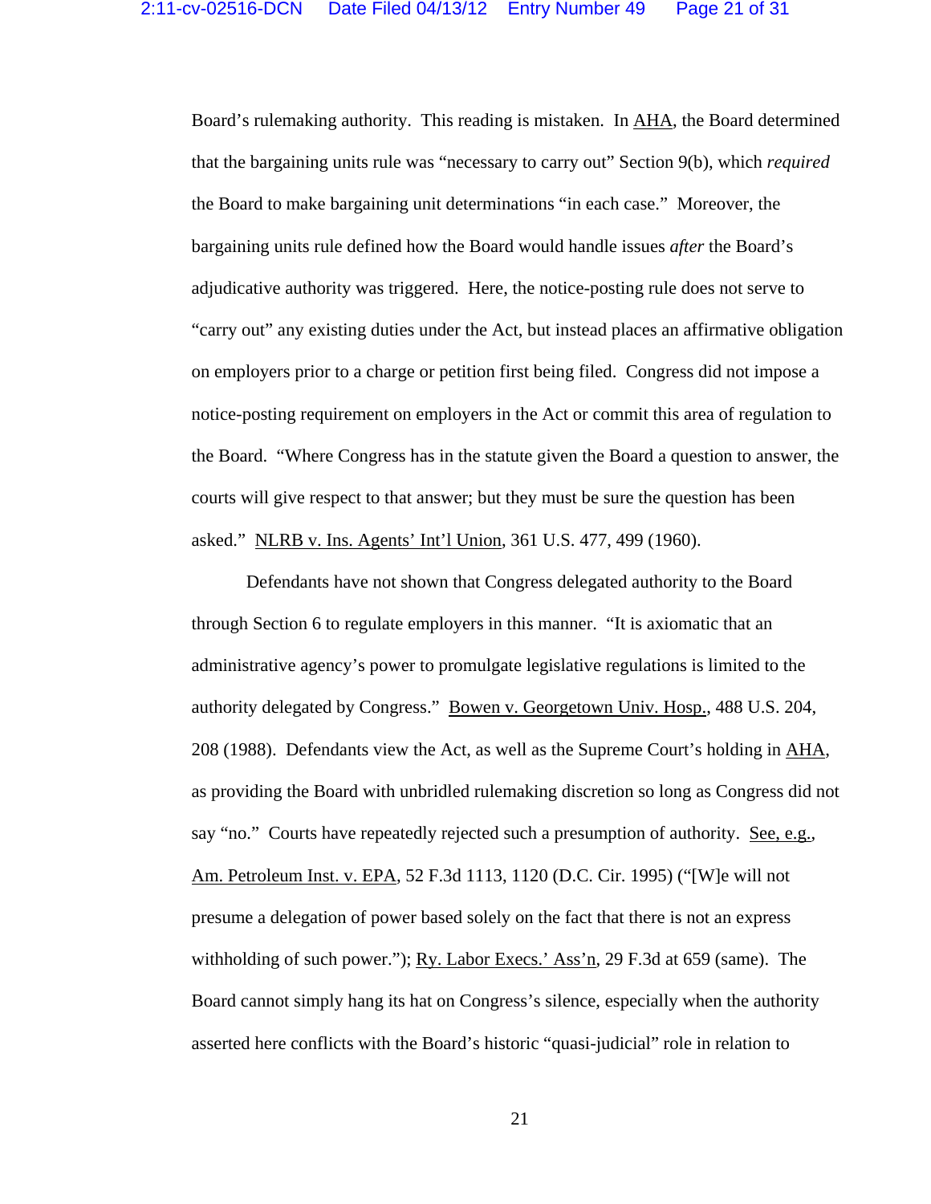Board's rulemaking authority. This reading is mistaken. In AHA, the Board determined that the bargaining units rule was "necessary to carry out" Section 9(b), which *required* the Board to make bargaining unit determinations "in each case." Moreover, the bargaining units rule defined how the Board would handle issues *after* the Board's adjudicative authority was triggered. Here, the notice-posting rule does not serve to "carry out" any existing duties under the Act, but instead places an affirmative obligation on employers prior to a charge or petition first being filed. Congress did not impose a notice-posting requirement on employers in the Act or commit this area of regulation to the Board. "Where Congress has in the statute given the Board a question to answer, the courts will give respect to that answer; but they must be sure the question has been asked." NLRB v. Ins. Agents' Int'l Union, 361 U.S. 477, 499 (1960).

Defendants have not shown that Congress delegated authority to the Board through Section 6 to regulate employers in this manner. "It is axiomatic that an administrative agency's power to promulgate legislative regulations is limited to the authority delegated by Congress." Bowen v. Georgetown Univ. Hosp., 488 U.S. 204, 208 (1988). Defendants view the Act, as well as the Supreme Court's holding in AHA, as providing the Board with unbridled rulemaking discretion so long as Congress did not say "no." Courts have repeatedly rejected such a presumption of authority. See, e.g., Am. Petroleum Inst. v. EPA, 52 F.3d 1113, 1120 (D.C. Cir. 1995) ("[W]e will not presume a delegation of power based solely on the fact that there is not an express withholding of such power."); Ry. Labor Execs.' Ass'n, 29 F.3d at 659 (same). The Board cannot simply hang its hat on Congress's silence, especially when the authority asserted here conflicts with the Board's historic "quasi-judicial" role in relation to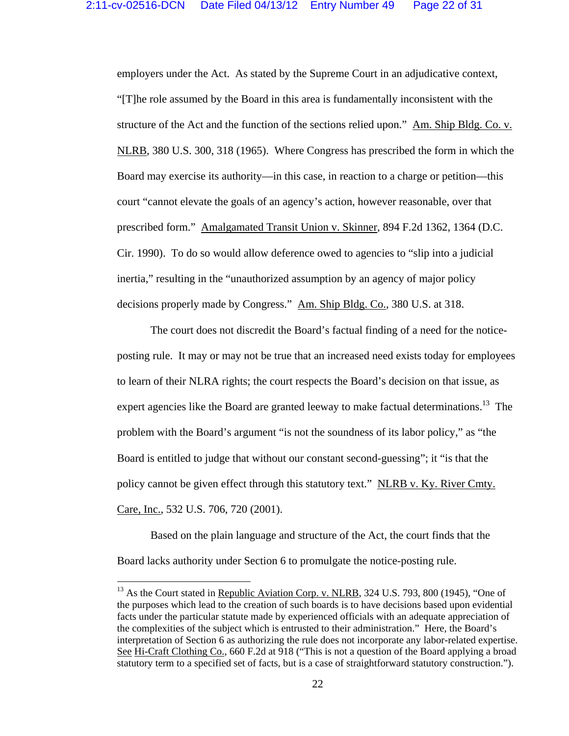employers under the Act. As stated by the Supreme Court in an adjudicative context, "[T]he role assumed by the Board in this area is fundamentally inconsistent with the structure of the Act and the function of the sections relied upon." Am. Ship Bldg. Co. v. NLRB, 380 U.S. 300, 318 (1965). Where Congress has prescribed the form in which the Board may exercise its authority—in this case, in reaction to a charge or petition—this court "cannot elevate the goals of an agency's action, however reasonable, over that prescribed form." Amalgamated Transit Union v. Skinner, 894 F.2d 1362, 1364 (D.C. Cir. 1990). To do so would allow deference owed to agencies to "slip into a judicial inertia," resulting in the "unauthorized assumption by an agency of major policy decisions properly made by Congress." Am. Ship Bldg. Co., 380 U.S. at 318.

The court does not discredit the Board's factual finding of a need for the notice-posting rule. It may or may not be true that an increased need exists today for employees to learn of their NLRA rights; the court respects the Board's decision on that issue, as expert agencies like the Board are granted leeway to make factual determinations.[13] The problem with the Board's argument "is not the soundness of its labor policy," as "the Board is entitled to judge that without our constant second-guessing"; it "is that the policy cannot be given effect through this statutory text." NLRB v. Ky. River Cmty. Care, Inc., 532 U.S. 706, 720 (2001).

Based on the plain language and structure of the Act, the court finds that the Board lacks authority under Section 6 to promulgate the notice-posting rule.

---

[13] As the Court stated in Republic Aviation Corp. v. NLRB, 324 U.S. 793, 800 (1945), "One of the purposes which lead to the creation of such boards is to have decisions based upon evidential facts under the particular statute made by experienced officials with an adequate appreciation of the complexities of the subject which is entrusted to their administration." Here, the Board's interpretation of Section 6 as authorizing the rule does not incorporate any labor-related expertise. See Hi-Craft Clothing Co., 660 F.2d at 918 ("This is not a question of the Board applying a broad statutory term to a specified set of facts, but is a case of straightforward statutory construction.").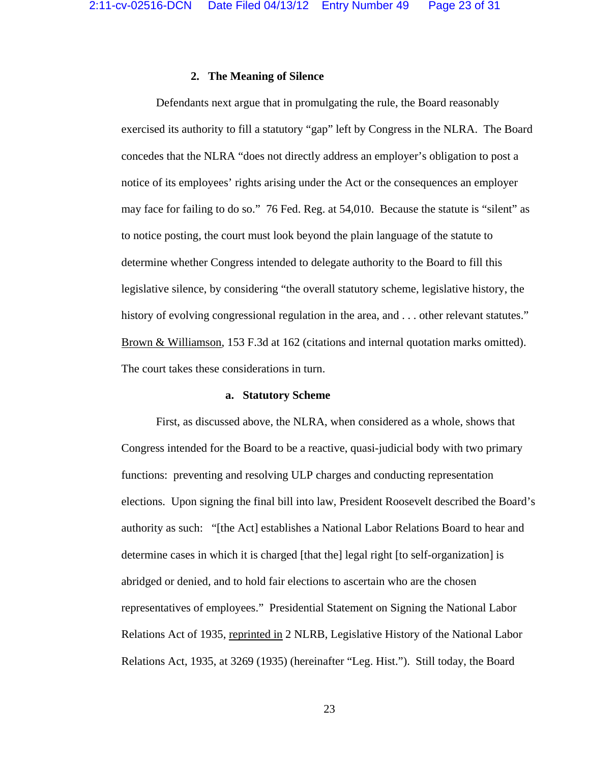### 2. The Meaning of Silence

Defendants next argue that in promulgating the rule, the Board reasonably exercised its authority to fill a statutory "gap" left by Congress in the NLRA. The Board concedes that the NLRA "does not directly address an employer's obligation to post a notice of its employees' rights arising under the Act or the consequences an employer may face for failing to do so." 76 Fed. Reg. at 54,010. Because the statute is "silent" as to notice posting, the court must look beyond the plain language of the statute to determine whether Congress intended to delegate authority to the Board to fill this legislative silence, by considering "the overall statutory scheme, legislative history, the history of evolving congressional regulation in the area, and . . . other relevant statutes." Brown & Williamson, 153 F.3d at 162 (citations and internal quotation marks omitted). The court takes these considerations in turn.

#### a. Statutory Scheme

First, as discussed above, the NLRA, when considered as a whole, shows that Congress intended for the Board to be a reactive, quasi-judicial body with two primary functions: preventing and resolving ULP charges and conducting representation elections. Upon signing the final bill into law, President Roosevelt described the Board's authority as such: "[the Act] establishes a National Labor Relations Board to hear and determine cases in which it is charged [that the] legal right [to self-organization] is abridged or denied, and to hold fair elections to ascertain who are the chosen representatives of employees." Presidential Statement on Signing the National Labor Relations Act of 1935, reprinted in 2 NLRB, Legislative History of the National Labor Relations Act, 1935, at 3269 (1935) (hereinafter "Leg. Hist."). Still today, the Board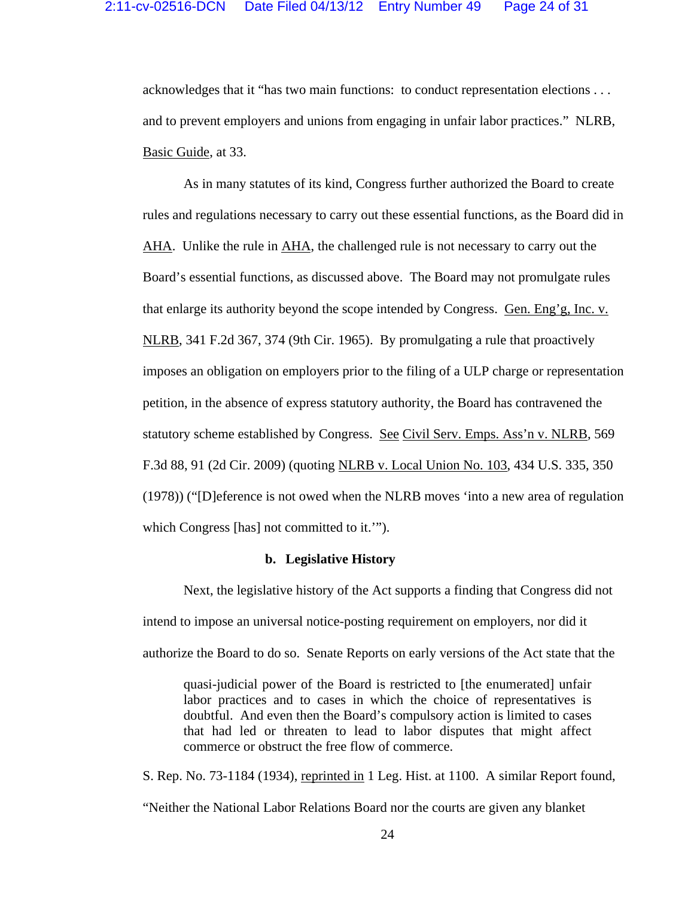acknowledges that it "has two main functions: to conduct representation elections . . . and to prevent employers and unions from engaging in unfair labor practices." NLRB, Basic Guide, at 33.

As in many statutes of its kind, Congress further authorized the Board to create rules and regulations necessary to carry out these essential functions, as the Board did in AHA. Unlike the rule in AHA, the challenged rule is not necessary to carry out the Board's essential functions, as discussed above. The Board may not promulgate rules that enlarge its authority beyond the scope intended by Congress. Gen. Eng'g, Inc. v. NLRB, 341 F.2d 367, 374 (9th Cir. 1965). By promulgating a rule that proactively imposes an obligation on employers prior to the filing of a ULP charge or representation petition, in the absence of express statutory authority, the Board has contravened the statutory scheme established by Congress. See Civil Serv. Emps. Ass'n v. NLRB, 569 F.3d 88, 91 (2d Cir. 2009) (quoting NLRB v. Local Union No. 103, 434 U.S. 335, 350 (1978)) ("[D]eference is not owed when the NLRB moves 'into a new area of regulation which Congress [has] not committed to it.'").

**b. Legislative History**

Next, the legislative history of the Act supports a finding that Congress did not intend to impose an universal notice-posting requirement on employers, nor did it authorize the Board to do so. Senate Reports on early versions of the Act state that the

> quasi-judicial power of the Board is restricted to [the enumerated] unfair labor practices and to cases in which the choice of representatives is doubtful. And even then the Board's compulsory action is limited to cases that had led or threaten to lead to labor disputes that might affect commerce or obstruct the free flow of commerce.

S. Rep. No. 73-1184 (1934), reprinted in 1 Leg. Hist. at 1100. A similar Report found, "Neither the National Labor Relations Board nor the courts are given any blanket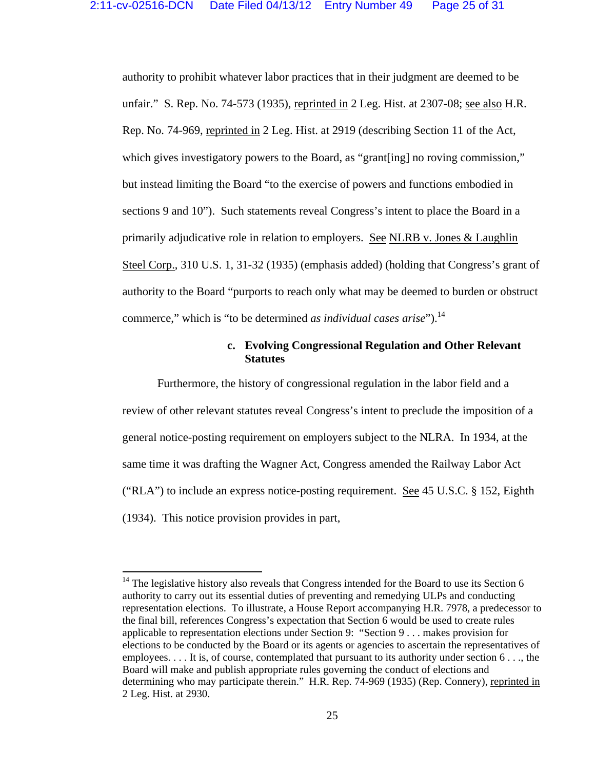authority to prohibit whatever labor practices that in their judgment are deemed to be unfair." S. Rep. No. 74-573 (1935), reprinted in 2 Leg. Hist. at 2307-08; see also H.R. Rep. No. 74-969, reprinted in 2 Leg. Hist. at 2919 (describing Section 11 of the Act, which gives investigatory powers to the Board, as "grant[ing] no roving commission," but instead limiting the Board "to the exercise of powers and functions embodied in sections 9 and 10"). Such statements reveal Congress's intent to place the Board in a primarily adjudicative role in relation to employers. See NLRB v. Jones & Laughlin Steel Corp., 310 U.S. 1, 31-32 (1935) (emphasis added) (holding that Congress's grant of authority to the Board "purports to reach only what may be deemed to burden or obstruct commerce," which is "to be determined *as individual cases arise*").[14]

**c. Evolving Congressional Regulation and Other Relevant Statutes**

Furthermore, the history of congressional regulation in the labor field and a review of other relevant statutes reveal Congress's intent to preclude the imposition of a general notice-posting requirement on employers subject to the NLRA. In 1934, at the same time it was drafting the Wagner Act, Congress amended the Railway Labor Act ("RLA") to include an express notice-posting requirement. See 45 U.S.C. § 152, Eighth (1934). This notice provision provides in part,

---

[14] The legislative history also reveals that Congress intended for the Board to use its Section 6 authority to carry out its essential duties of preventing and remedying ULPs and conducting representation elections. To illustrate, a House Report accompanying H.R. 7978, a predecessor to the final bill, references Congress's expectation that Section 6 would be used to create rules applicable to representation elections under Section 9: "Section 9 . . . makes provision for elections to be conducted by the Board or its agents or agencies to ascertain the representatives of employees. . . . It is, of course, contemplated that pursuant to its authority under section 6 . . ., the Board will make and publish appropriate rules governing the conduct of elections and determining who may participate therein." H.R. Rep. 74-969 (1935) (Rep. Connery), reprinted in 2 Leg. Hist. at 2930.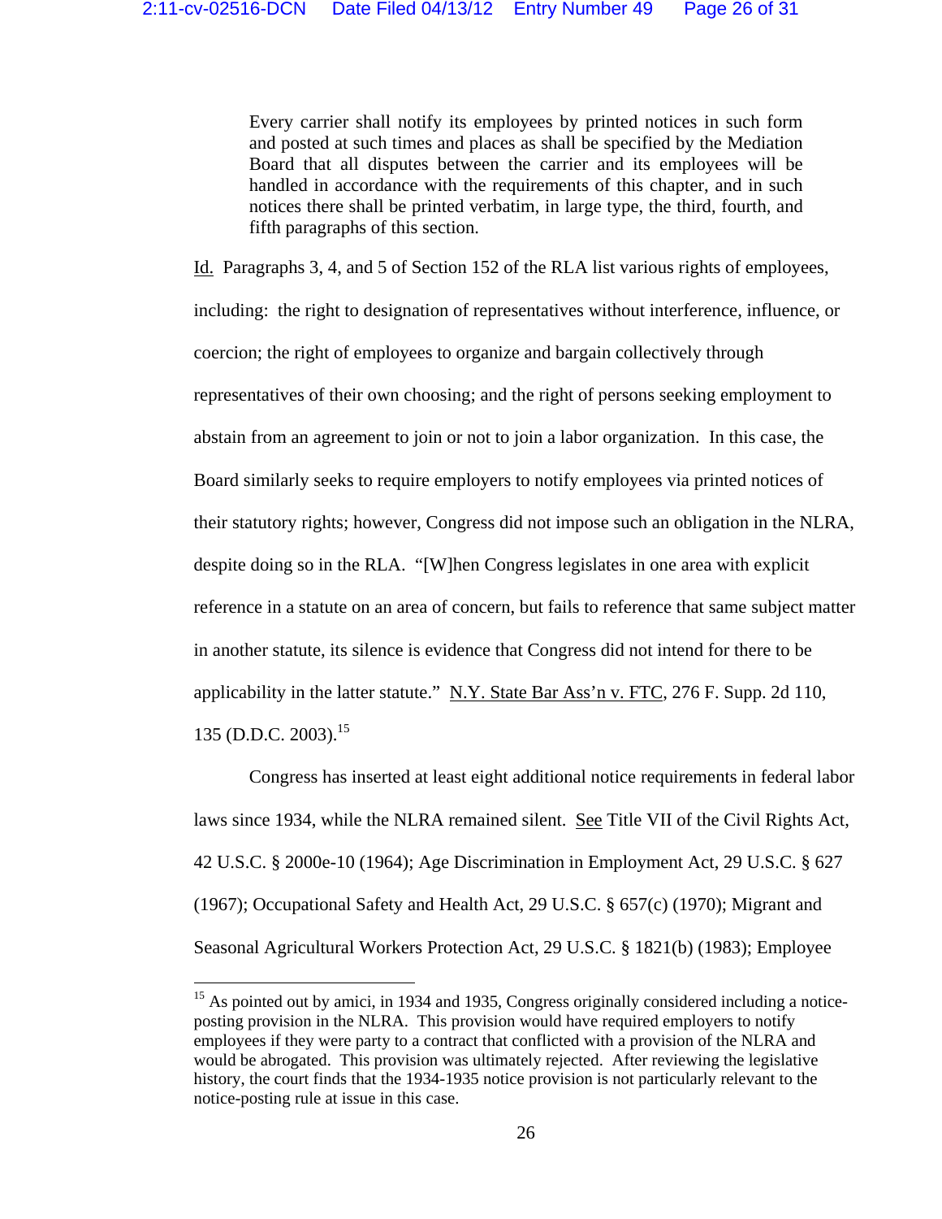> Every carrier shall notify its employees by printed notices in such form and posted at such times and places as shall be specified by the Mediation Board that all disputes between the carrier and its employees will be handled in accordance with the requirements of this chapter, and in such notices there shall be printed verbatim, in large type, the third, fourth, and fifth paragraphs of this section.

Id. Paragraphs 3, 4, and 5 of Section 152 of the RLA list various rights of employees, including: the right to designation of representatives without interference, influence, or coercion; the right of employees to organize and bargain collectively through representatives of their own choosing; and the right of persons seeking employment to abstain from an agreement to join or not to join a labor organization. In this case, the Board similarly seeks to require employers to notify employees via printed notices of their statutory rights; however, Congress did not impose such an obligation in the NLRA, despite doing so in the RLA. "[W]hen Congress legislates in one area with explicit reference in a statute on an area of concern, but fails to reference that same subject matter in another statute, its silence is evidence that Congress did not intend for there to be applicability in the latter statute." N.Y. State Bar Ass'n v. FTC, 276 F. Supp. 2d 110, 135 (D.D.C. 2003).[15]

Congress has inserted at least eight additional notice requirements in federal labor laws since 1934, while the NLRA remained silent. See Title VII of the Civil Rights Act, 42 U.S.C. § 2000e-10 (1964); Age Discrimination in Employment Act, 29 U.S.C. § 627 (1967); Occupational Safety and Health Act, 29 U.S.C. § 657(c) (1970); Migrant and Seasonal Agricultural Workers Protection Act, 29 U.S.C. § 1821(b) (1983); Employee

---

[15] As pointed out by amici, in 1934 and 1935, Congress originally considered including a notice-posting provision in the NLRA. This provision would have required employers to notify employees if they were party to a contract that conflicted with a provision of the NLRA and would be abrogated. This provision was ultimately rejected. After reviewing the legislative history, the court finds that the 1934-1935 notice provision is not particularly relevant to the notice-posting rule at issue in this case.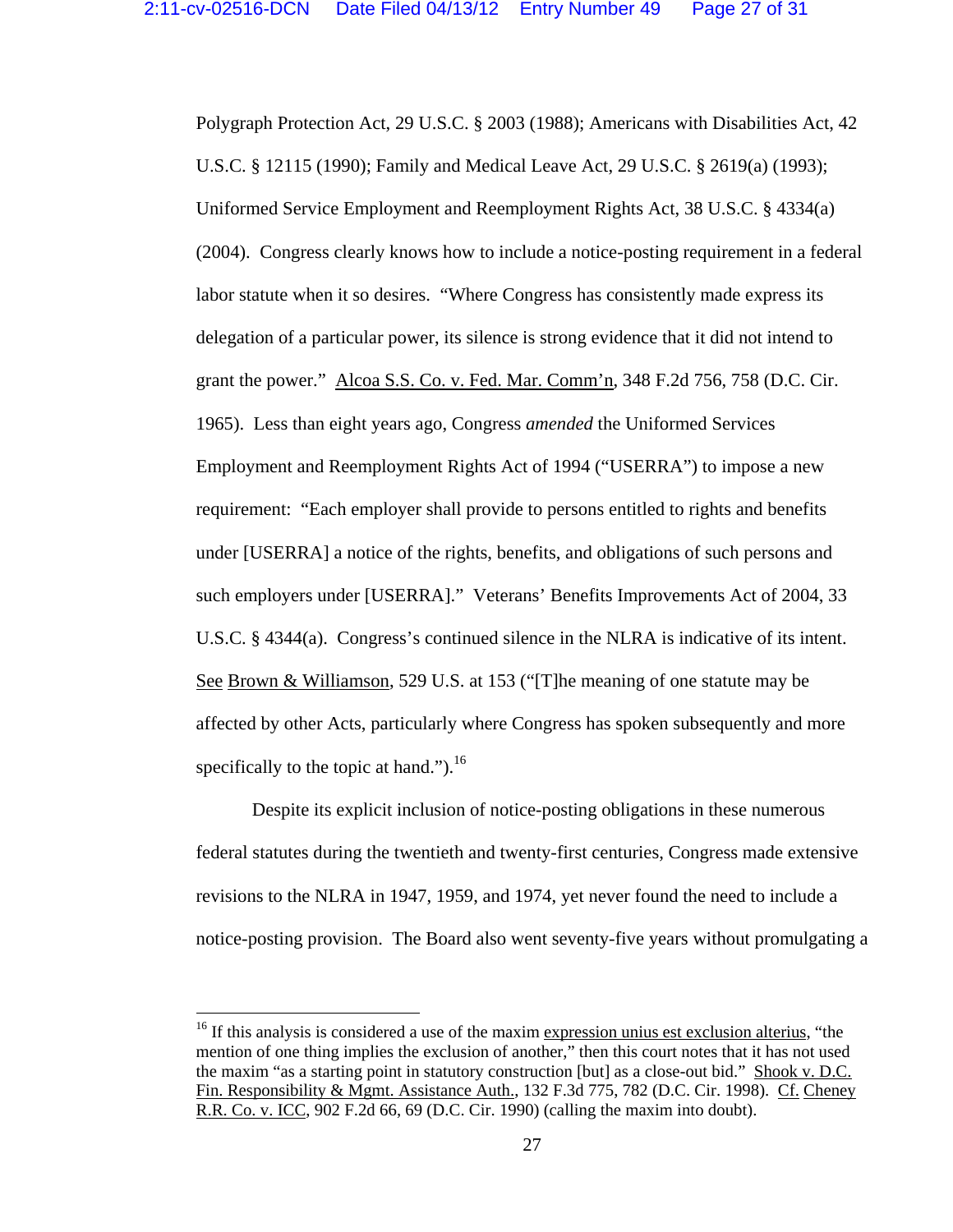Polygraph Protection Act, 29 U.S.C. § 2003 (1988); Americans with Disabilities Act, 42 U.S.C. § 12115 (1990); Family and Medical Leave Act, 29 U.S.C. § 2619(a) (1993); Uniformed Service Employment and Reemployment Rights Act, 38 U.S.C. § 4334(a) (2004). Congress clearly knows how to include a notice-posting requirement in a federal labor statute when it so desires. "Where Congress has consistently made express its delegation of a particular power, its silence is strong evidence that it did not intend to grant the power." Alcoa S.S. Co. v. Fed. Mar. Comm'n, 348 F.2d 756, 758 (D.C. Cir. 1965). Less than eight years ago, Congress *amended* the Uniformed Services Employment and Reemployment Rights Act of 1994 ("USERRA") to impose a new requirement: "Each employer shall provide to persons entitled to rights and benefits under [USERRA] a notice of the rights, benefits, and obligations of such persons and such employers under [USERRA]." Veterans' Benefits Improvements Act of 2004, 33 U.S.C. § 4344(a). Congress's continued silence in the NLRA is indicative of its intent. See Brown & Williamson, 529 U.S. at 153 ("[T]he meaning of one statute may be affected by other Acts, particularly where Congress has spoken subsequently and more specifically to the topic at hand.").[16]

Despite its explicit inclusion of notice-posting obligations in these numerous federal statutes during the twentieth and twenty-first centuries, Congress made extensive revisions to the NLRA in 1947, 1959, and 1974, yet never found the need to include a notice-posting provision. The Board also went seventy-five years without promulgating a

---

[16] If this analysis is considered a use of the maxim expression unius est exclusion alterius, "the mention of one thing implies the exclusion of another," then this court notes that it has not used the maxim "as a starting point in statutory construction [but] as a close-out bid." Shook v. D.C. Fin. Responsibility & Mgmt. Assistance Auth., 132 F.3d 775, 782 (D.C. Cir. 1998). Cf. Cheney R.R. Co. v. ICC, 902 F.2d 66, 69 (D.C. Cir. 1990) (calling the maxim into doubt).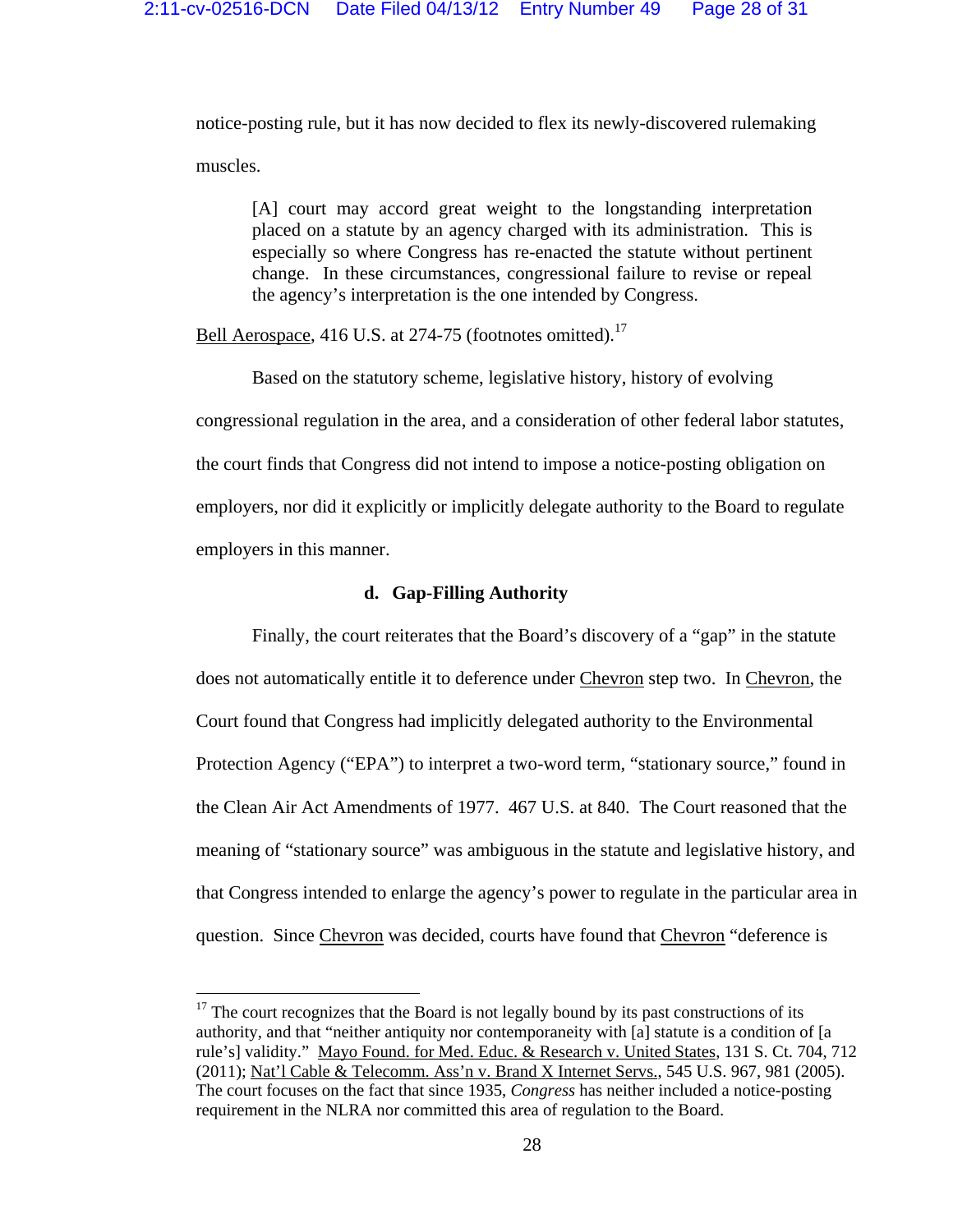notice-posting rule, but it has now decided to flex its newly-discovered rulemaking muscles.

> [A] court may accord great weight to the longstanding interpretation placed on a statute by an agency charged with its administration. This is especially so where Congress has re-enacted the statute without pertinent change. In these circumstances, congressional failure to revise or repeal the agency's interpretation is the one intended by Congress.

Bell Aerospace, 416 U.S. at 274-75 (footnotes omitted).[17]

Based on the statutory scheme, legislative history, history of evolving congressional regulation in the area, and a consideration of other federal labor statutes, the court finds that Congress did not intend to impose a notice-posting obligation on employers, nor did it explicitly or implicitly delegate authority to the Board to regulate employers in this manner.

**d. Gap-Filling Authority**

Finally, the court reiterates that the Board's discovery of a "gap" in the statute does not automatically entitle it to deference under Chevron step two. In Chevron, the Court found that Congress had implicitly delegated authority to the Environmental Protection Agency ("EPA") to interpret a two-word term, "stationary source," found in the Clean Air Act Amendments of 1977. 467 U.S. at 840. The Court reasoned that the meaning of "stationary source" was ambiguous in the statute and legislative history, and that Congress intended to enlarge the agency's power to regulate in the particular area in question. Since Chevron was decided, courts have found that Chevron "deference is

---

[17] The court recognizes that the Board is not legally bound by its past constructions of its authority, and that "neither antiquity nor contemporaneity with [a] statute is a condition of [a rule's] validity." Mayo Found. for Med. Educ. & Research v. United States, 131 S. Ct. 704, 712 (2011); Nat'l Cable & Telecomm. Ass'n v. Brand X Internet Servs., 545 U.S. 967, 981 (2005). The court focuses on the fact that since 1935, *Congress* has neither included a notice-posting requirement in the NLRA nor committed this area of regulation to the Board.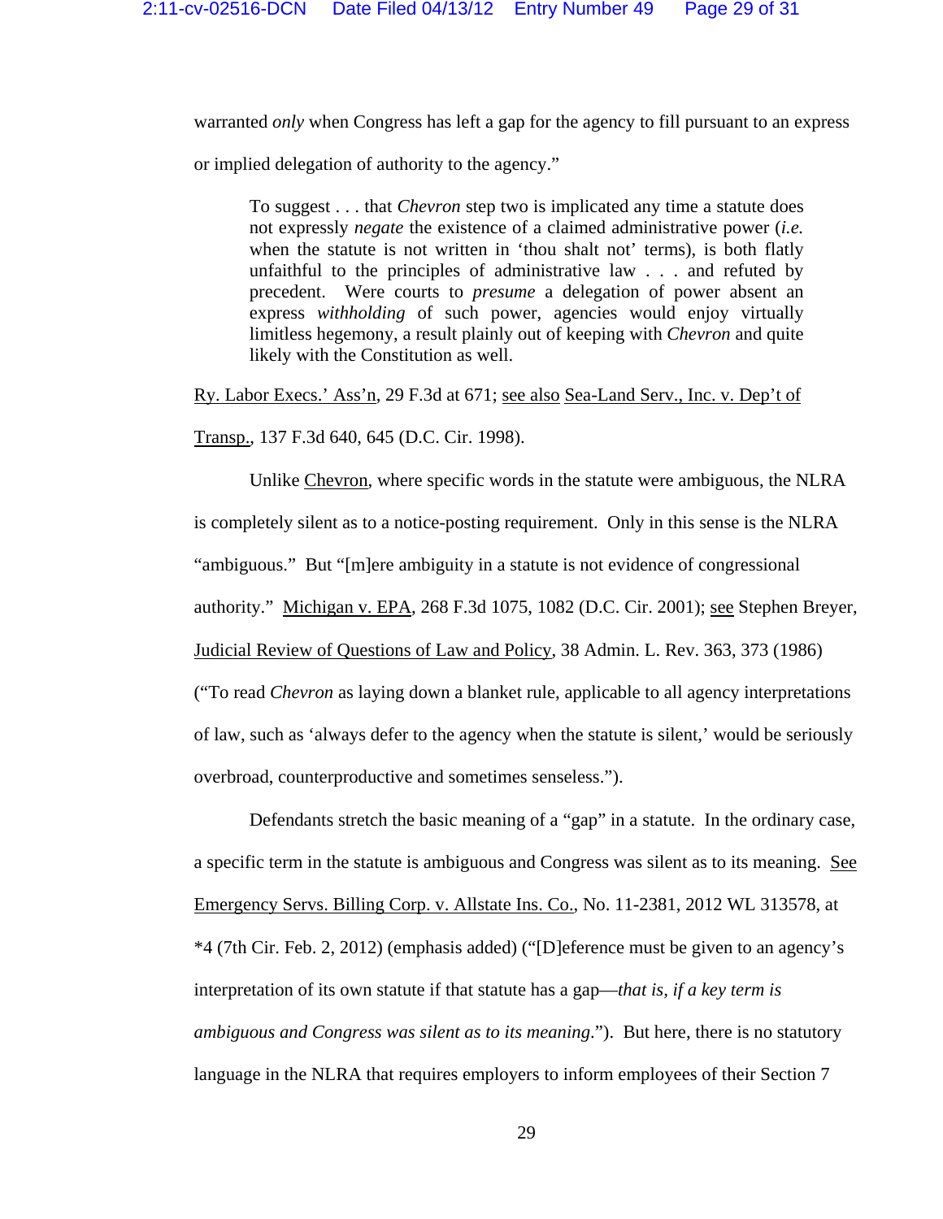warranted *only* when Congress has left a gap for the agency to fill pursuant to an express or implied delegation of authority to the agency."

> To suggest . . . that *Chevron* step two is implicated any time a statute does not expressly *negate* the existence of a claimed administrative power (*i.e.* when the statute is not written in 'thou shalt not' terms), is both flatly unfaithful to the principles of administrative law . . . and refuted by precedent. Were courts to *presume* a delegation of power absent an express *withholding* of such power, agencies would enjoy virtually limitless hegemony, a result plainly out of keeping with *Chevron* and quite likely with the Constitution as well.

Ry. Labor Execs.' Ass'n, 29 F.3d at 671; see also Sea-Land Serv., Inc. v. Dep't of Transp., 137 F.3d 640, 645 (D.C. Cir. 1998).

Unlike Chevron, where specific words in the statute were ambiguous, the NLRA is completely silent as to a notice-posting requirement. Only in this sense is the NLRA "ambiguous." But "[m]ere ambiguity in a statute is not evidence of congressional authority." Michigan v. EPA, 268 F.3d 1075, 1082 (D.C. Cir. 2001); see Stephen Breyer, Judicial Review of Questions of Law and Policy, 38 Admin. L. Rev. 363, 373 (1986) ("To read *Chevron* as laying down a blanket rule, applicable to all agency interpretations of law, such as 'always defer to the agency when the statute is silent,' would be seriously overbroad, counterproductive and sometimes senseless.").

Defendants stretch the basic meaning of a "gap" in a statute. In the ordinary case, a specific term in the statute is ambiguous and Congress was silent as to its meaning. See Emergency Servs. Billing Corp. v. Allstate Ins. Co., No. 11-2381, 2012 WL 313578, at *4 (7th Cir. Feb. 2, 2012) (emphasis added) ("[D]eference must be given to an agency's interpretation of its own statute if that statute has a gap—*that is, if a key term is ambiguous and Congress was silent as to its meaning*."). But here, there is no statutory language in the NLRA that requires employers to inform employees of their Section 7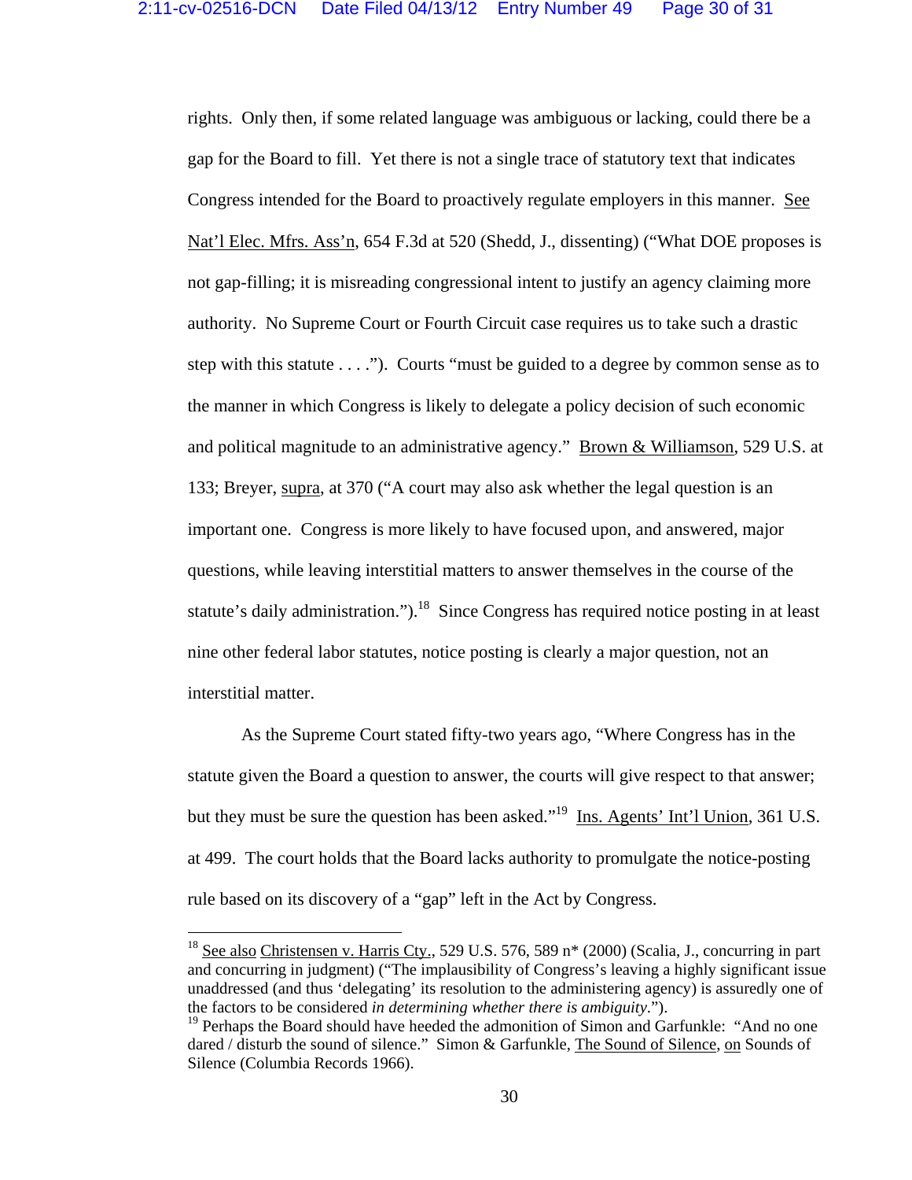rights. Only then, if some related language was ambiguous or lacking, could there be a gap for the Board to fill. Yet there is not a single trace of statutory text that indicates Congress intended for the Board to proactively regulate employers in this manner. See Nat'l Elec. Mfrs. Ass'n, 654 F.3d at 520 (Shedd, J., dissenting) ("What DOE proposes is not gap-filling; it is misreading congressional intent to justify an agency claiming more authority. No Supreme Court or Fourth Circuit case requires us to take such a drastic step with this statute . . . ."). Courts "must be guided to a degree by common sense as to the manner in which Congress is likely to delegate a policy decision of such economic and political magnitude to an administrative agency." Brown & Williamson, 529 U.S. at 133; Breyer, supra, at 370 ("A court may also ask whether the legal question is an important one. Congress is more likely to have focused upon, and answered, major questions, while leaving interstitial matters to answer themselves in the course of the statute's daily administration.").[18] Since Congress has required notice posting in at least nine other federal labor statutes, notice posting is clearly a major question, not an interstitial matter.

As the Supreme Court stated fifty-two years ago, "Where Congress has in the statute given the Board a question to answer, the courts will give respect to that answer; but they must be sure the question has been asked."[19] Ins. Agents' Int'l Union, 361 U.S. at 499. The court holds that the Board lacks authority to promulgate the notice-posting rule based on its discovery of a "gap" left in the Act by Congress.

---

[18] See also Christensen v. Harris Cty., 529 U.S. 576, 589 n* (2000) (Scalia, J., concurring in part and concurring in judgment) ("The implausibility of Congress's leaving a highly significant issue unaddressed (and thus 'delegating' its resolution to the administering agency) is assuredly one of the factors to be considered *in determining whether there is ambiguity*.").

[19] Perhaps the Board should have heeded the admonition of Simon and Garfunkle: "And no one dared / disturb the sound of silence." Simon & Garfunkle, The Sound of Silence, on Sounds of Silence (Columbia Records 1966).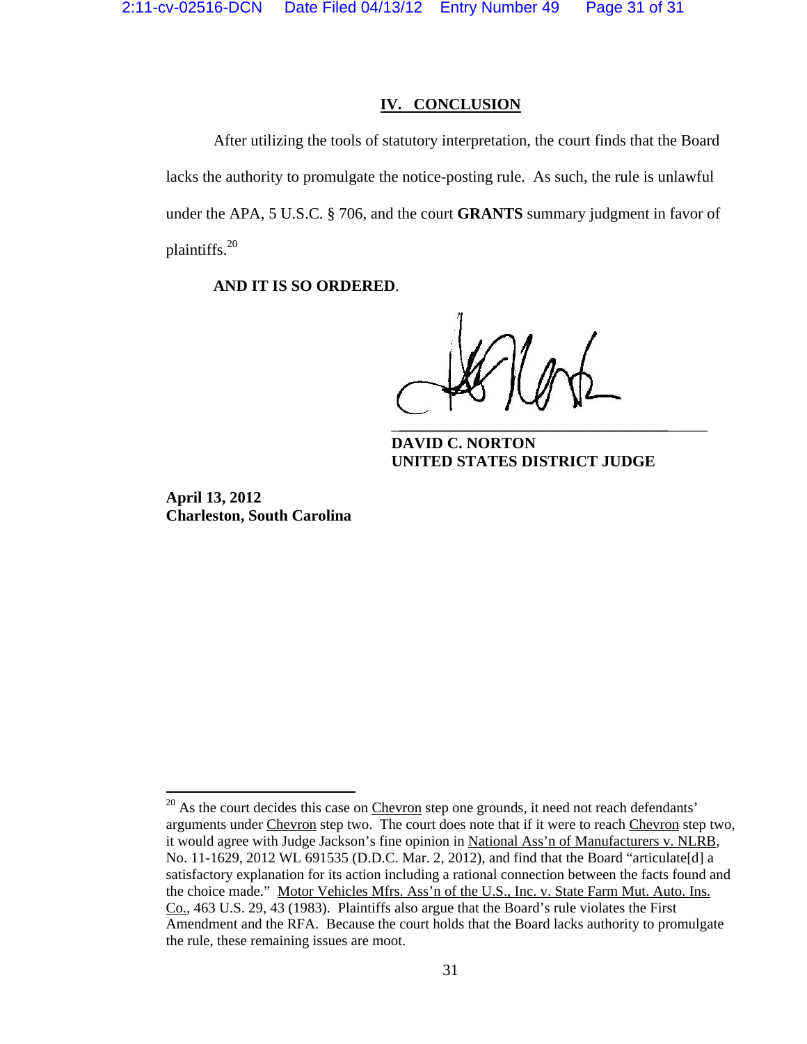## IV. CONCLUSION

After utilizing the tools of statutory interpretation, the court finds that the Board lacks the authority to promulgate the notice-posting rule. As such, the rule is unlawful under the APA, 5 U.S.C. § 706, and the court **GRANTS** summary judgment in favor of plaintiffs.[20]

**AND IT IS SO ORDERED**.

**DAVID C. NORTON**
**UNITED STATES DISTRICT JUDGE**

**April 13, 2012**
**Charleston, South Carolina**

---

[20] As the court decides this case on Chevron step one grounds, it need not reach defendants' arguments under Chevron step two. The court does note that if it were to reach Chevron step two, it would agree with Judge Jackson's fine opinion in National Ass'n of Manufacturers v. NLRB, No. 11-1629, 2012 WL 691535 (D.D.C. Mar. 2, 2012), and find that the Board "articulate[d] a satisfactory explanation for its action including a rational connection between the facts found and the choice made." Motor Vehicles Mfrs. Ass'n of the U.S., Inc. v. State Farm Mut. Auto. Ins. Co., 463 U.S. 29, 43 (1983). Plaintiffs also argue that the Board's rule violates the First Amendment and the RFA. Because the court holds that the Board lacks authority to promulgate the rule, these remaining issues are moot.